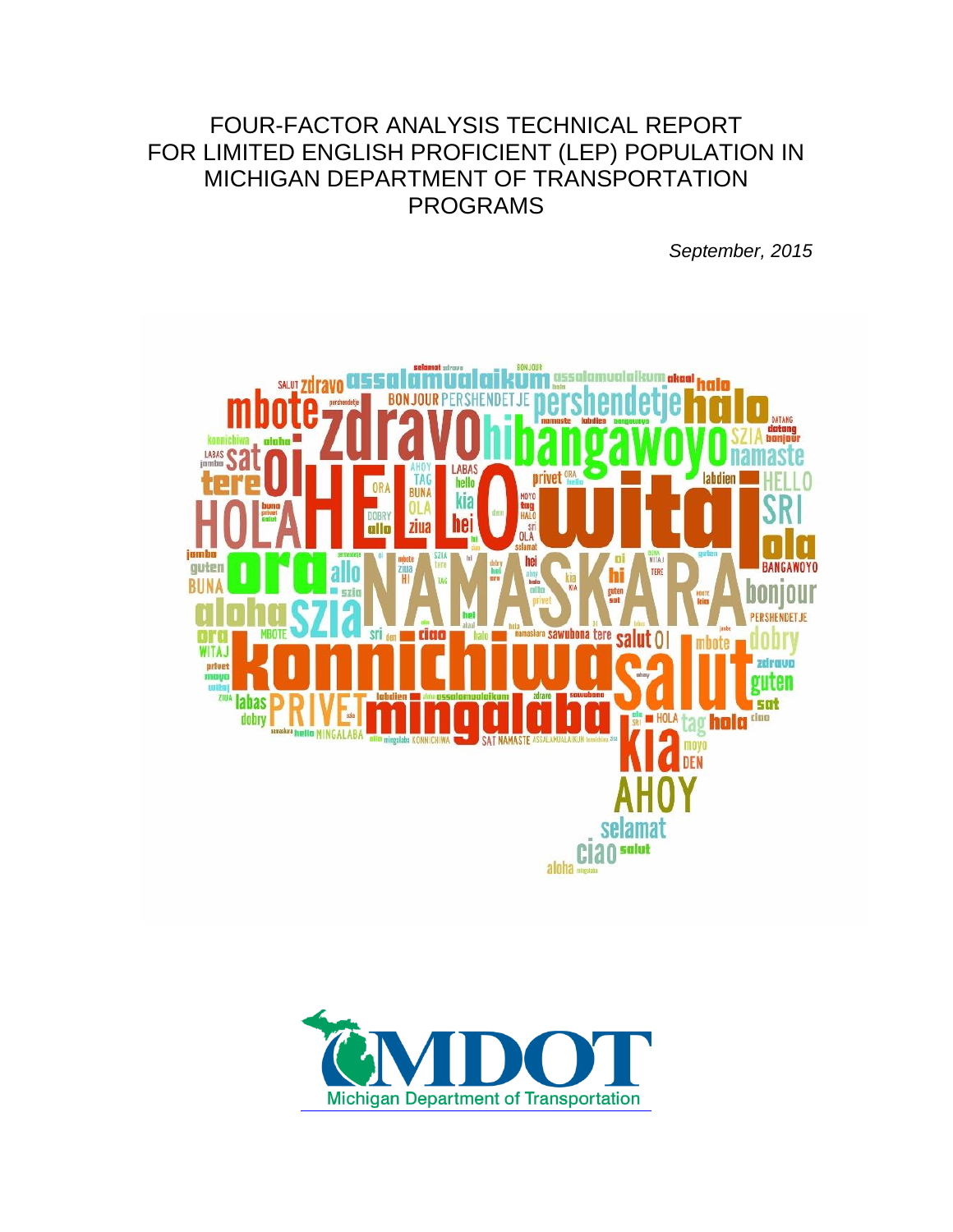# FOUR-FACTOR ANALYSIS TECHNICAL REPORT FOR LIMITED ENGLISH PROFICIENT (LEP) POPULATION IN MICHIGAN DEPARTMENT OF TRANSPORTATION PROGRAMS

*September, 2015*

Michigan Department of Transportation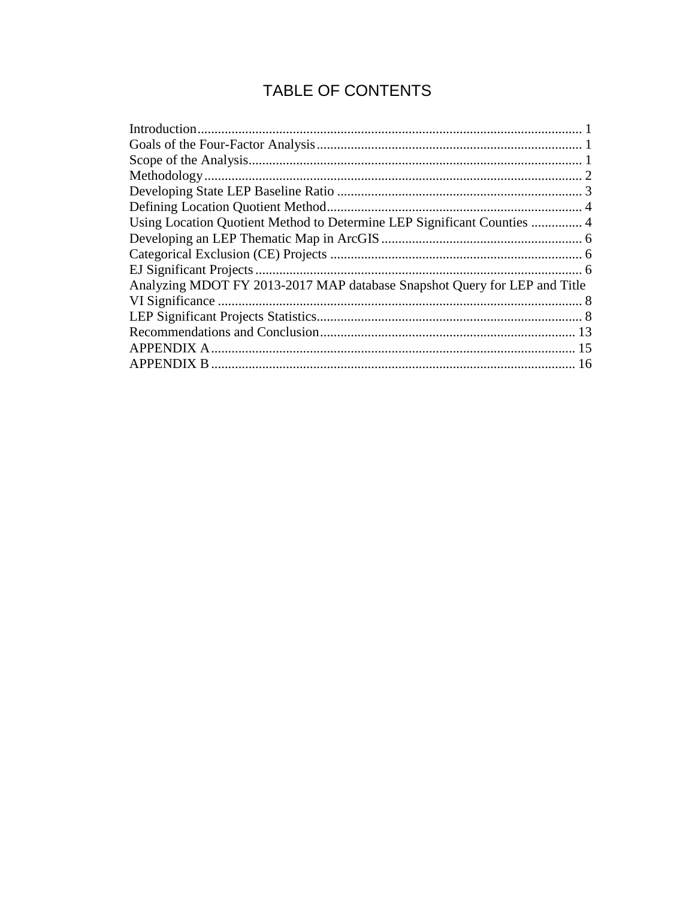# TABLE OF CONTENTS

Introduction................................................................................................................ 1
Goals of the Four-Factor Analysis............................................................................. 1
Scope of the Analysis................................................................................................. 1
Methodology.............................................................................................................. 2
Developing State LEP Baseline Ratio ....................................................................... 3
Defining Location Quotient Method.......................................................................... 4
Using Location Quotient Method to Determine LEP Significant Counties ............... 4
Developing an LEP Thematic Map in ArcGIS........................................................... 6
Categorical Exclusion (CE) Projects ......................................................................... 6
EJ Significant Projects............................................................................................... 6
Analyzing MDOT FY 2013-2017 MAP database Snapshot Query for LEP and Title VI Significance .......................................................................................................... 8
LEP Significant Projects Statistics............................................................................. 8
Recommendations and Conclusion........................................................................... 13
APPENDIX A........................................................................................................... 15
APPENDIX B........................................................................................................... 16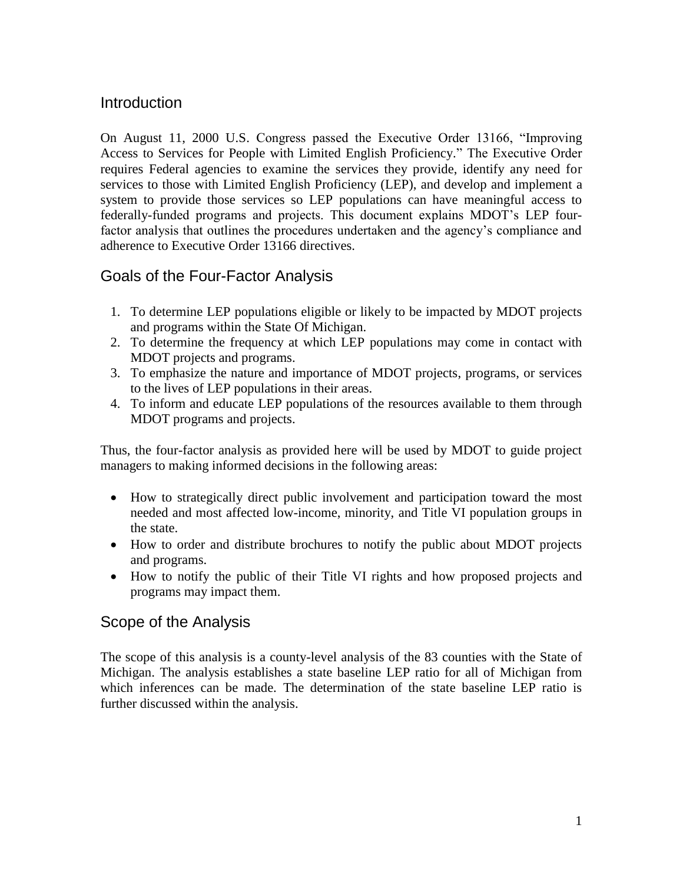## Introduction

On August 11, 2000 U.S. Congress passed the Executive Order 13166, "Improving Access to Services for People with Limited English Proficiency." The Executive Order requires Federal agencies to examine the services they provide, identify any need for services to those with Limited English Proficiency (LEP), and develop and implement a system to provide those services so LEP populations can have meaningful access to federally-funded programs and projects. This document explains MDOT's LEP four-factor analysis that outlines the procedures undertaken and the agency's compliance and adherence to Executive Order 13166 directives.

## Goals of the Four-Factor Analysis

1. To determine LEP populations eligible or likely to be impacted by MDOT projects and programs within the State Of Michigan.
2. To determine the frequency at which LEP populations may come in contact with MDOT projects and programs.
3. To emphasize the nature and importance of MDOT projects, programs, or services to the lives of LEP populations in their areas.
4. To inform and educate LEP populations of the resources available to them through MDOT programs and projects.

Thus, the four-factor analysis as provided here will be used by MDOT to guide project managers to making informed decisions in the following areas:

- How to strategically direct public involvement and participation toward the most needed and most affected low-income, minority, and Title VI population groups in the state.
- How to order and distribute brochures to notify the public about MDOT projects and programs.
- How to notify the public of their Title VI rights and how proposed projects and programs may impact them.

## Scope of the Analysis

The scope of this analysis is a county-level analysis of the 83 counties with the State of Michigan. The analysis establishes a state baseline LEP ratio for all of Michigan from which inferences can be made. The determination of the state baseline LEP ratio is further discussed within the analysis.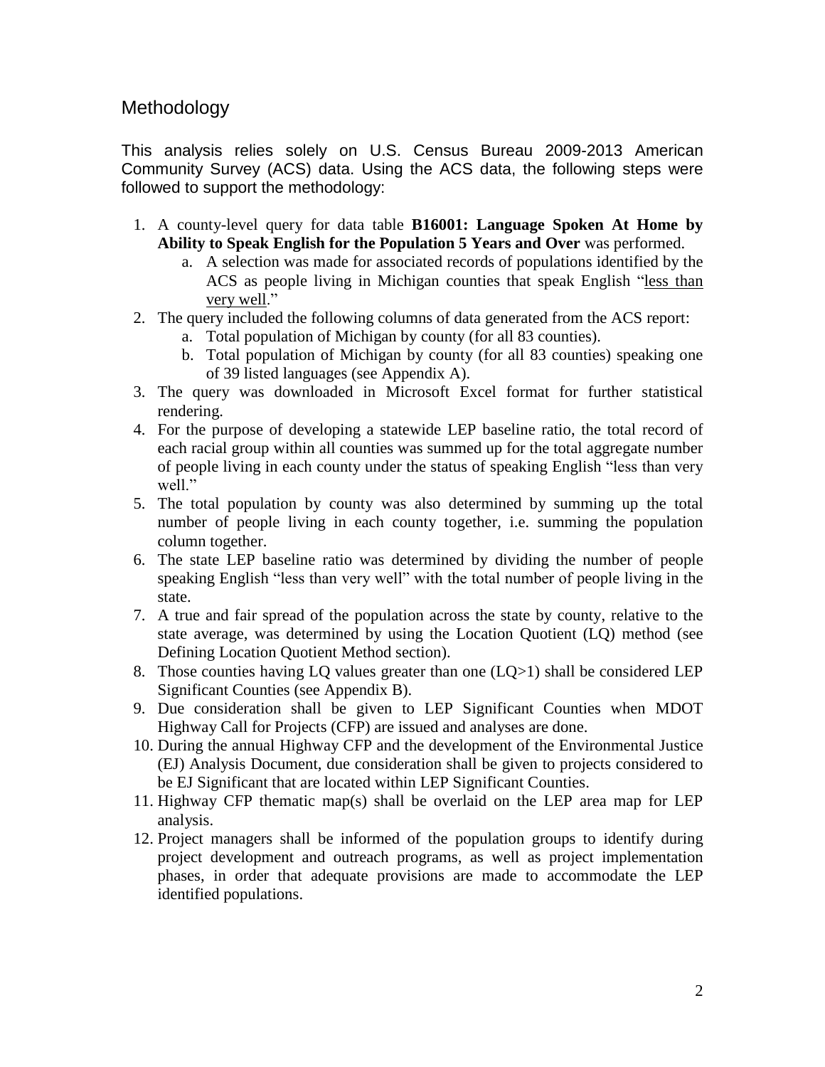## Methodology

This analysis relies solely on U.S. Census Bureau 2009-2013 American Community Survey (ACS) data. Using the ACS data, the following steps were followed to support the methodology:

1. A county-level query for data table **B16001: Language Spoken At Home by Ability to Speak English for the Population 5 Years and Over** was performed.
   a. A selection was made for associated records of populations identified by the ACS as people living in Michigan counties that speak English "<u>less than very well</u>."
2. The query included the following columns of data generated from the ACS report:
   a. Total population of Michigan by county (for all 83 counties).
   b. Total population of Michigan by county (for all 83 counties) speaking one of 39 listed languages (see Appendix A).
3. The query was downloaded in Microsoft Excel format for further statistical rendering.
4. For the purpose of developing a statewide LEP baseline ratio, the total record of each racial group within all counties was summed up for the total aggregate number of people living in each county under the status of speaking English "less than very well."
5. The total population by county was also determined by summing up the total number of people living in each county together, i.e. summing the population column together.
6. The state LEP baseline ratio was determined by dividing the number of people speaking English "less than very well" with the total number of people living in the state.
7. A true and fair spread of the population across the state by county, relative to the state average, was determined by using the Location Quotient (LQ) method (see Defining Location Quotient Method section).
8. Those counties having LQ values greater than one (LQ>1) shall be considered LEP Significant Counties (see Appendix B).
9. Due consideration shall be given to LEP Significant Counties when MDOT Highway Call for Projects (CFP) are issued and analyses are done.
10. During the annual Highway CFP and the development of the Environmental Justice (EJ) Analysis Document, due consideration shall be given to projects considered to be EJ Significant that are located within LEP Significant Counties.
11. Highway CFP thematic map(s) shall be overlaid on the LEP area map for LEP analysis.
12. Project managers shall be informed of the population groups to identify during project development and outreach programs, as well as project implementation phases, in order that adequate provisions are made to accommodate the LEP identified populations.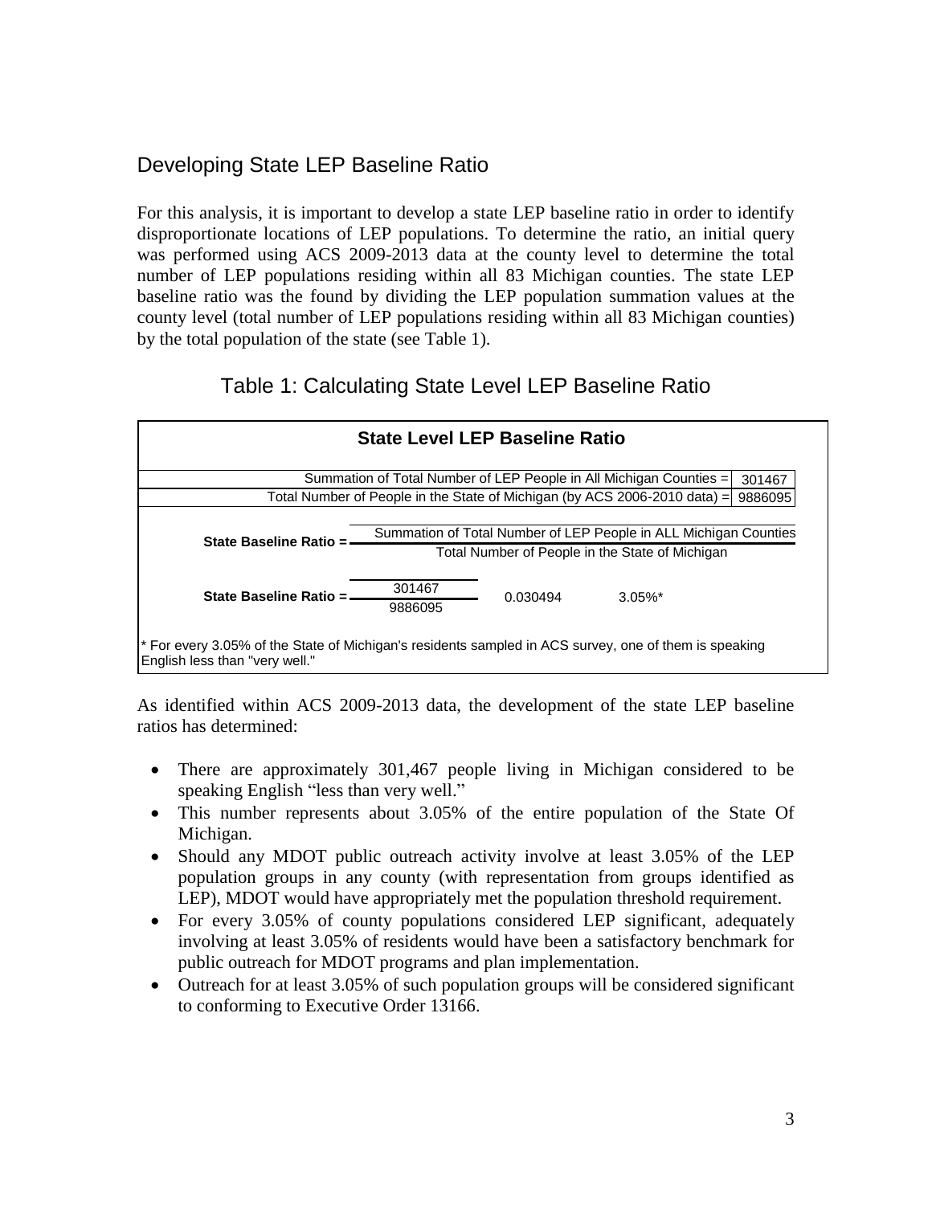## Developing State LEP Baseline Ratio

For this analysis, it is important to develop a state LEP baseline ratio in order to identify disproportionate locations of LEP populations. To determine the ratio, an initial query was performed using ACS 2009-2013 data at the county level to determine the total number of LEP populations residing within all 83 Michigan counties. The state LEP baseline ratio was the found by dividing the LEP population summation values at the county level (total number of LEP populations residing within all 83 Michigan counties) by the total population of the state (see Table 1).

### Table 1: Calculating State Level LEP Baseline Ratio

| State Level LEP Baseline Ratio | |
|---|---|
| Summation of Total Number of LEP People in All Michigan Counties = | 301467 |
| Total Number of People in the State of Michigan (by ACS 2006-2010 data) = | 9886095 |

$$\text{State Baseline Ratio} = \frac{\text{Summation of Total Number of LEP People in ALL Michigan Counties}}{\text{Total Number of People in the State of Michigan}}$$

$$\text{State Baseline Ratio} = \frac{301467}{9886095} \quad 0.030494 \quad 3.05\%^*$$

\* For every 3.05% of the State of Michigan's residents sampled in ACS survey, one of them is speaking English less than "very well."

As identified within ACS 2009-2013 data, the development of the state LEP baseline ratios has determined:

- There are approximately 301,467 people living in Michigan considered to be speaking English "less than very well."
- This number represents about 3.05% of the entire population of the State Of Michigan.
- Should any MDOT public outreach activity involve at least 3.05% of the LEP population groups in any county (with representation from groups identified as LEP), MDOT would have appropriately met the population threshold requirement.
- For every 3.05% of county populations considered LEP significant, adequately involving at least 3.05% of residents would have been a satisfactory benchmark for public outreach for MDOT programs and plan implementation.
- Outreach for at least 3.05% of such population groups will be considered significant to conforming to Executive Order 13166.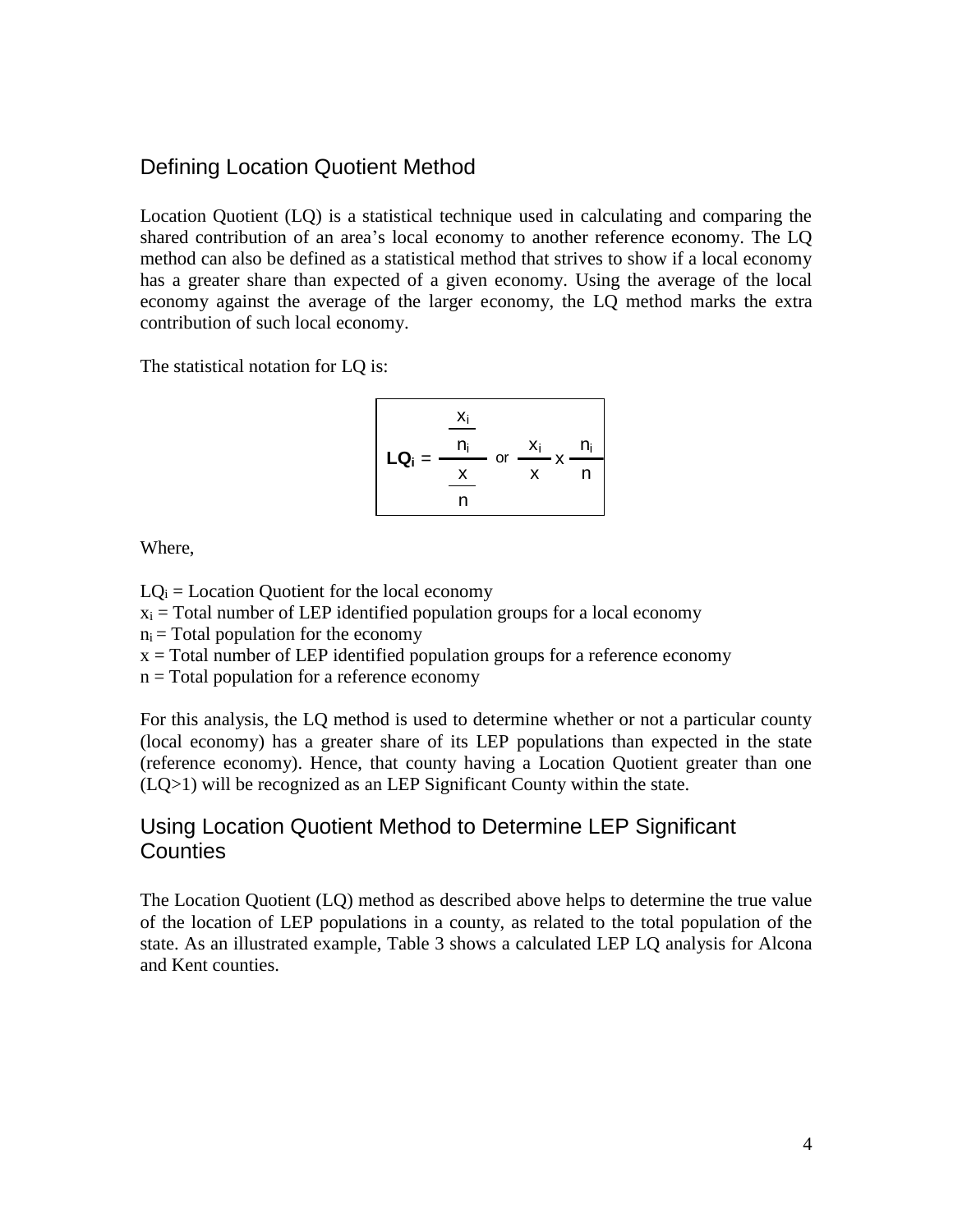## Defining Location Quotient Method

Location Quotient (LQ) is a statistical technique used in calculating and comparing the shared contribution of an area's local economy to another reference economy. The LQ method can also be defined as a statistical method that strives to show if a local economy has a greater share than expected of a given economy. Using the average of the local economy against the average of the larger economy, the LQ method marks the extra contribution of such local economy.

The statistical notation for LQ is:

$$\mathbf{LQ_i} = \frac{\frac{x_i}{n_i}}{\frac{x}{n}} \text{ or } \frac{x_i}{x} \times \frac{n_i}{n}$$

Where,

$LQ_i$ = Location Quotient for the local economy
$x_i$ = Total number of LEP identified population groups for a local economy
$n_i$ = Total population for the economy
$x$ = Total number of LEP identified population groups for a reference economy
$n$ = Total population for a reference economy

For this analysis, the LQ method is used to determine whether or not a particular county (local economy) has a greater share of its LEP populations than expected in the state (reference economy). Hence, that county having a Location Quotient greater than one ($LQ>1$) will be recognized as an LEP Significant County within the state.

## Using Location Quotient Method to Determine LEP Significant Counties

The Location Quotient (LQ) method as described above helps to determine the true value of the location of LEP populations in a county, as related to the total population of the state. As an illustrated example, Table 3 shows a calculated LEP LQ analysis for Alcona and Kent counties.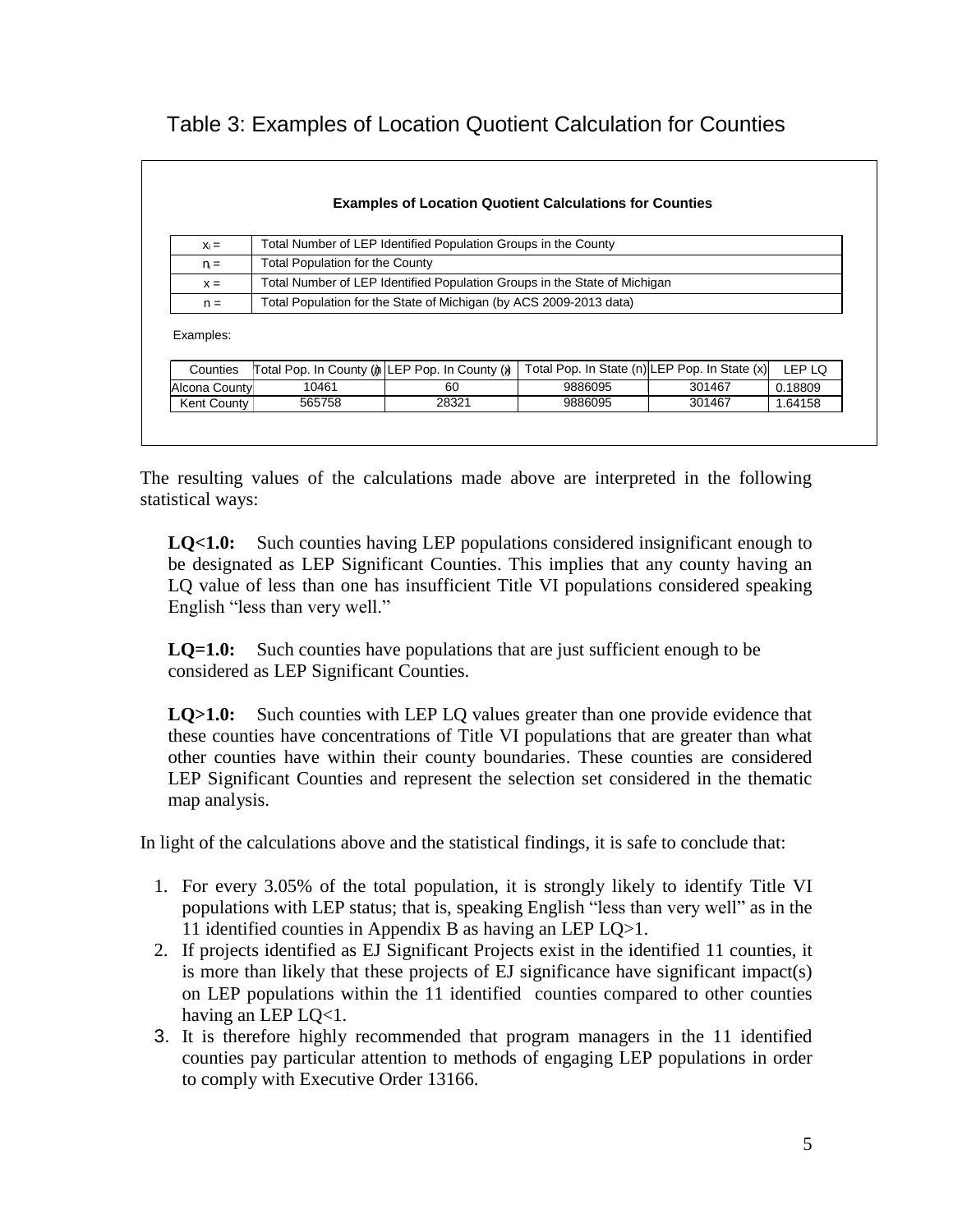## Table 3: Examples of Location Quotient Calculation for Counties

**Examples of Location Quotient Calculations for Counties**

| | |
|---|---|
| $x_i$ = | Total Number of LEP Identified Population Groups in the County |
| $n_i$ = | Total Population for the County |
| $x$ = | Total Number of LEP Identified Population Groups in the State of Michigan |
| $n$ = | Total Population for the State of Michigan (by ACS 2009-2013 data) |

Examples:

| Counties | Total Pop. In County ($n_i$) | LEP Pop. In County ($x_i$) | Total Pop. In State (n) | LEP Pop. In State (x) | LEP LQ |
|---|---|---|---|---|---|
| Alcona County | 10461 | 60 | 9886095 | 301467 | 0.18809 |
| Kent County | 565758 | 28321 | 9886095 | 301467 | 1.64158 |

The resulting values of the calculations made above are interpreted in the following statistical ways:

**LQ<1.0:** Such counties having LEP populations considered insignificant enough to be designated as LEP Significant Counties. This implies that any county having an LQ value of less than one has insufficient Title VI populations considered speaking English "less than very well."

**LQ=1.0:** Such counties have populations that are just sufficient enough to be considered as LEP Significant Counties.

**LQ>1.0:** Such counties with LEP LQ values greater than one provide evidence that these counties have concentrations of Title VI populations that are greater than what other counties have within their county boundaries. These counties are considered LEP Significant Counties and represent the selection set considered in the thematic map analysis.

In light of the calculations above and the statistical findings, it is safe to conclude that:

1. For every 3.05% of the total population, it is strongly likely to identify Title VI populations with LEP status; that is, speaking English "less than very well" as in the 11 identified counties in Appendix B as having an LEP LQ>1.
2. If projects identified as EJ Significant Projects exist in the identified 11 counties, it is more than likely that these projects of EJ significance have significant impact(s) on LEP populations within the 11 identified counties compared to other counties having an LEP LQ<1.
3. It is therefore highly recommended that program managers in the 11 identified counties pay particular attention to methods of engaging LEP populations in order to comply with Executive Order 13166.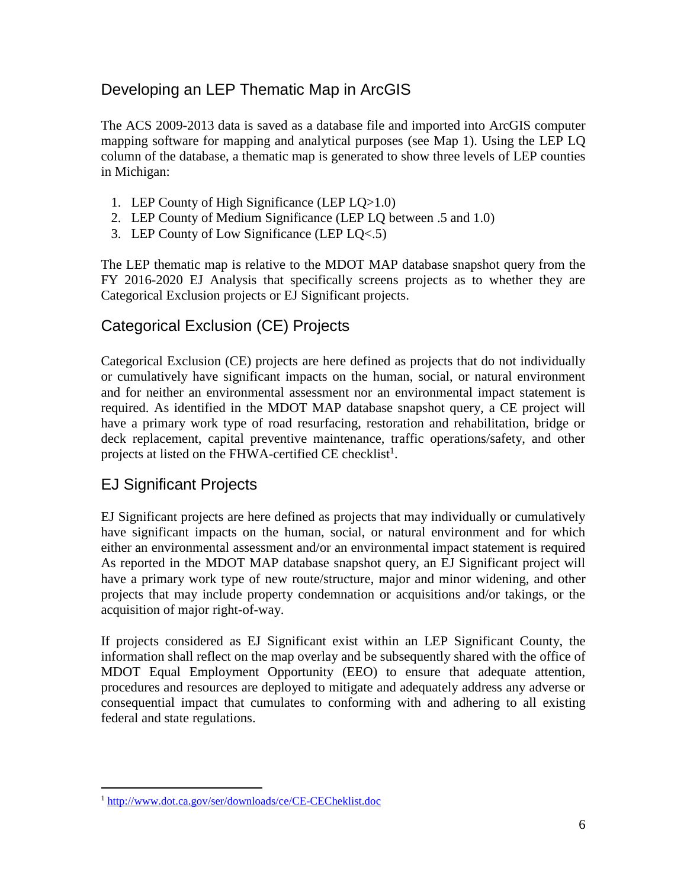## Developing an LEP Thematic Map in ArcGIS

The ACS 2009-2013 data is saved as a database file and imported into ArcGIS computer mapping software for mapping and analytical purposes (see Map 1). Using the LEP LQ column of the database, a thematic map is generated to show three levels of LEP counties in Michigan:

1. LEP County of High Significance (LEP LQ>1.0)
2. LEP County of Medium Significance (LEP LQ between .5 and 1.0)
3. LEP County of Low Significance (LEP LQ<.5)

The LEP thematic map is relative to the MDOT MAP database snapshot query from the FY 2016-2020 EJ Analysis that specifically screens projects as to whether they are Categorical Exclusion projects or EJ Significant projects.

## Categorical Exclusion (CE) Projects

Categorical Exclusion (CE) projects are here defined as projects that do not individually or cumulatively have significant impacts on the human, social, or natural environment and for neither an environmental assessment nor an environmental impact statement is required. As identified in the MDOT MAP database snapshot query, a CE project will have a primary work type of road resurfacing, restoration and rehabilitation, bridge or deck replacement, capital preventive maintenance, traffic operations/safety, and other projects at listed on the FHWA-certified CE checklist[1].

## EJ Significant Projects

EJ Significant projects are here defined as projects that may individually or cumulatively have significant impacts on the human, social, or natural environment and for which either an environmental assessment and/or an environmental impact statement is required As reported in the MDOT MAP database snapshot query, an EJ Significant project will have a primary work type of new route/structure, major and minor widening, and other projects that may include property condemnation or acquisitions and/or takings, or the acquisition of major right-of-way.

If projects considered as EJ Significant exist within an LEP Significant County, the information shall reflect on the map overlay and be subsequently shared with the office of MDOT Equal Employment Opportunity (EEO) to ensure that adequate attention, procedures and resources are deployed to mitigate and adequately address any adverse or consequential impact that cumulates to conforming with and adhering to all existing federal and state regulations.

---

[1] http://www.dot.ca.gov/ser/downloads/ce/CE-CECheklist.doc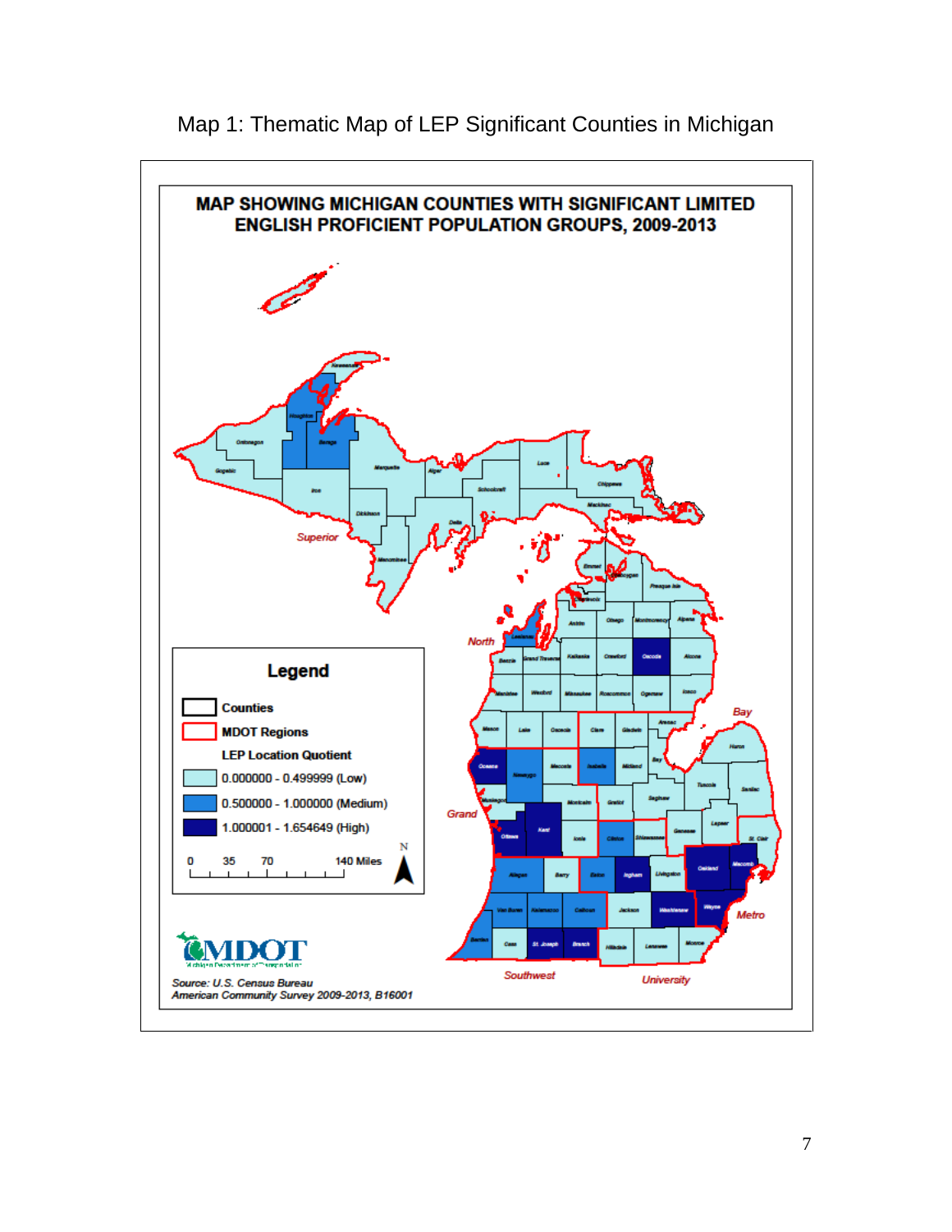Map 1: Thematic Map of LEP Significant Counties in Michigan

MAP SHOWING MICHIGAN COUNTIES WITH SIGNIFICANT LIMITED ENGLISH PROFICIENT POPULATION GROUPS, 2009-2013

**Legend**

- Counties
- MDOT Regions

LEP Location Quotient

- 0.000000 - 0.499999 (Low)
- 0.500000 - 1.000000 (Medium)
- 1.000001 - 1.654649 (High)

0 35 70 140 Miles

Source: U.S. Census Bureau
American Community Survey 2009-2013, B16001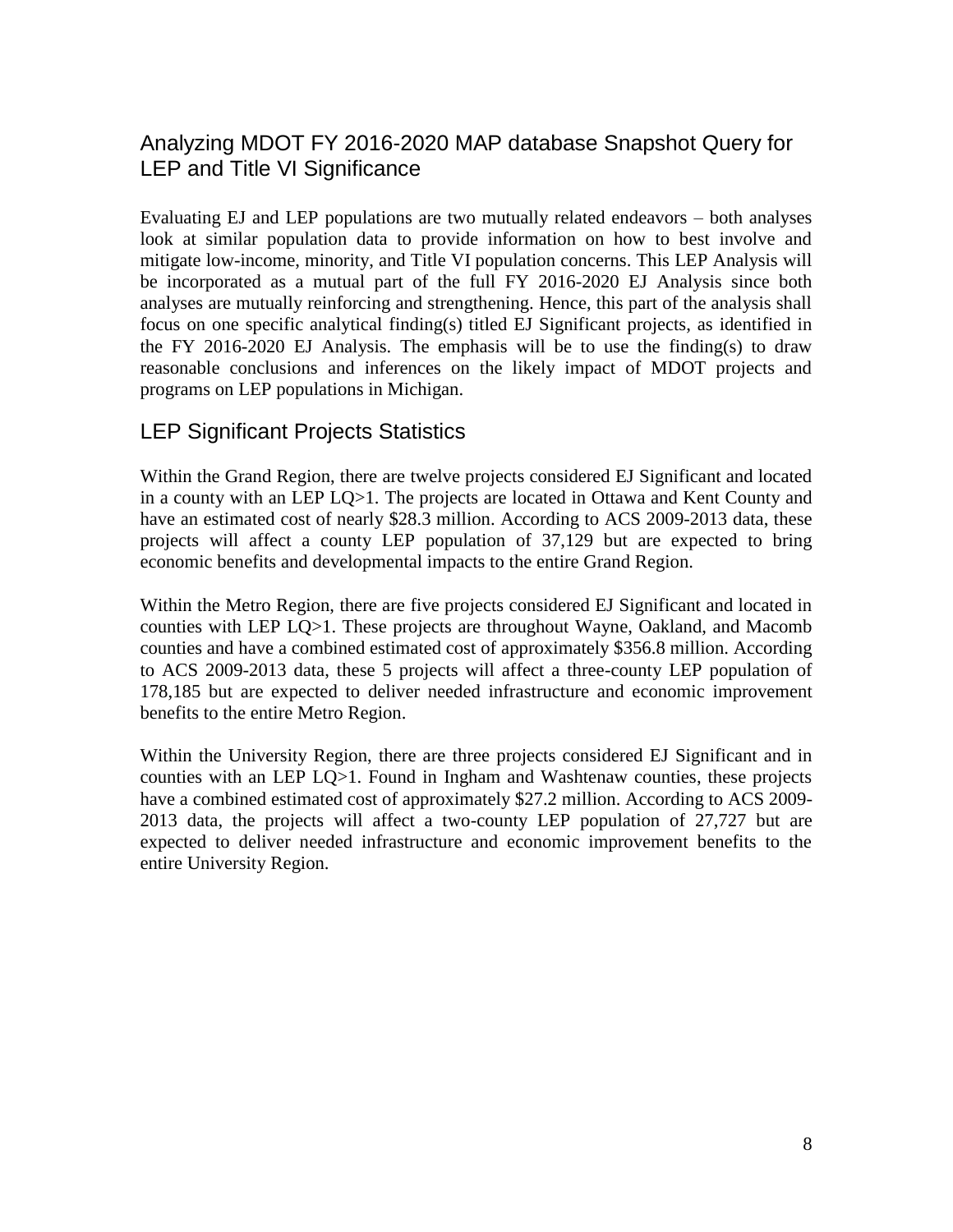## Analyzing MDOT FY 2016-2020 MAP database Snapshot Query for LEP and Title VI Significance

Evaluating EJ and LEP populations are two mutually related endeavors – both analyses look at similar population data to provide information on how to best involve and mitigate low-income, minority, and Title VI population concerns. This LEP Analysis will be incorporated as a mutual part of the full FY 2016-2020 EJ Analysis since both analyses are mutually reinforcing and strengthening. Hence, this part of the analysis shall focus on one specific analytical finding(s) titled EJ Significant projects, as identified in the FY 2016-2020 EJ Analysis. The emphasis will be to use the finding(s) to draw reasonable conclusions and inferences on the likely impact of MDOT projects and programs on LEP populations in Michigan.

## LEP Significant Projects Statistics

Within the Grand Region, there are twelve projects considered EJ Significant and located in a county with an LEP LQ>1. The projects are located in Ottawa and Kent County and have an estimated cost of nearly $28.3 million. According to ACS 2009-2013 data, these projects will affect a county LEP population of 37,129 but are expected to bring economic benefits and developmental impacts to the entire Grand Region.

Within the Metro Region, there are five projects considered EJ Significant and located in counties with LEP LQ>1. These projects are throughout Wayne, Oakland, and Macomb counties and have a combined estimated cost of approximately $356.8 million. According to ACS 2009-2013 data, these 5 projects will affect a three-county LEP population of 178,185 but are expected to deliver needed infrastructure and economic improvement benefits to the entire Metro Region.

Within the University Region, there are three projects considered EJ Significant and in counties with an LEP LQ>1. Found in Ingham and Washtenaw counties, these projects have a combined estimated cost of approximately $27.2 million. According to ACS 2009-2013 data, the projects will affect a two-county LEP population of 27,727 but are expected to deliver needed infrastructure and economic improvement benefits to the entire University Region.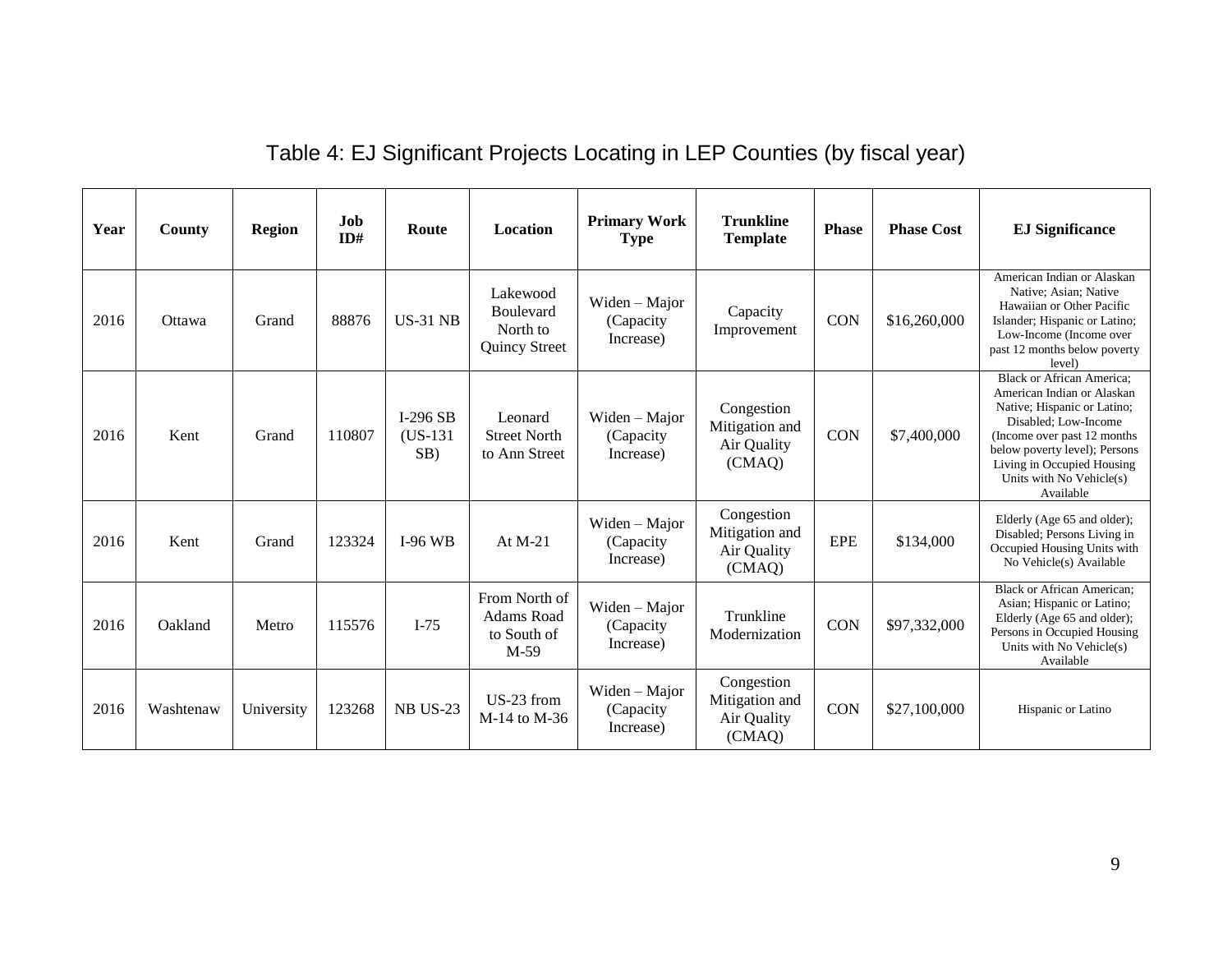## Table 4: EJ Significant Projects Locating in LEP Counties (by fiscal year)

| Year | County | Region | Job ID# | Route | Location | Primary Work Type | Trunkline Template | Phase | Phase Cost | EJ Significance |
|---|---|---|---|---|---|---|---|---|---|---|
| 2016 | Ottawa | Grand | 88876 | US-31 NB | Lakewood Boulevard North to Quincy Street | Widen – Major (Capacity Increase) | Capacity Improvement | CON | $16,260,000 | American Indian or Alaskan Native; Asian; Native Hawaiian or Other Pacific Islander; Hispanic or Latino; Low-Income (Income over past 12 months below poverty level) |
| 2016 | Kent | Grand | 110807 | I-296 SB (US-131 SB) | Leonard Street North to Ann Street | Widen – Major (Capacity Increase) | Congestion Mitigation and Air Quality (CMAQ) | CON | $7,400,000 | Black or African America; American Indian or Alaskan Native; Hispanic or Latino; Disabled; Low-Income (Income over past 12 months below poverty level); Persons Living in Occupied Housing Units with No Vehicle(s) Available |
| 2016 | Kent | Grand | 123324 | I-96 WB | At M-21 | Widen – Major (Capacity Increase) | Congestion Mitigation and Air Quality (CMAQ) | EPE | $134,000 | Elderly (Age 65 and older); Disabled; Persons Living in Occupied Housing Units with No Vehicle(s) Available |
| 2016 | Oakland | Metro | 115576 | I-75 | From North of Adams Road to South of M-59 | Widen – Major (Capacity Increase) | Trunkline Modernization | CON | $97,332,000 | Black or African American; Asian; Hispanic or Latino; Elderly (Age 65 and older); Persons in Occupied Housing Units with No Vehicle(s) Available |
| 2016 | Washtenaw | University | 123268 | NB US-23 | US-23 from M-14 to M-36 | Widen – Major (Capacity Increase) | Congestion Mitigation and Air Quality (CMAQ) | CON | $27,100,000 | Hispanic or Latino |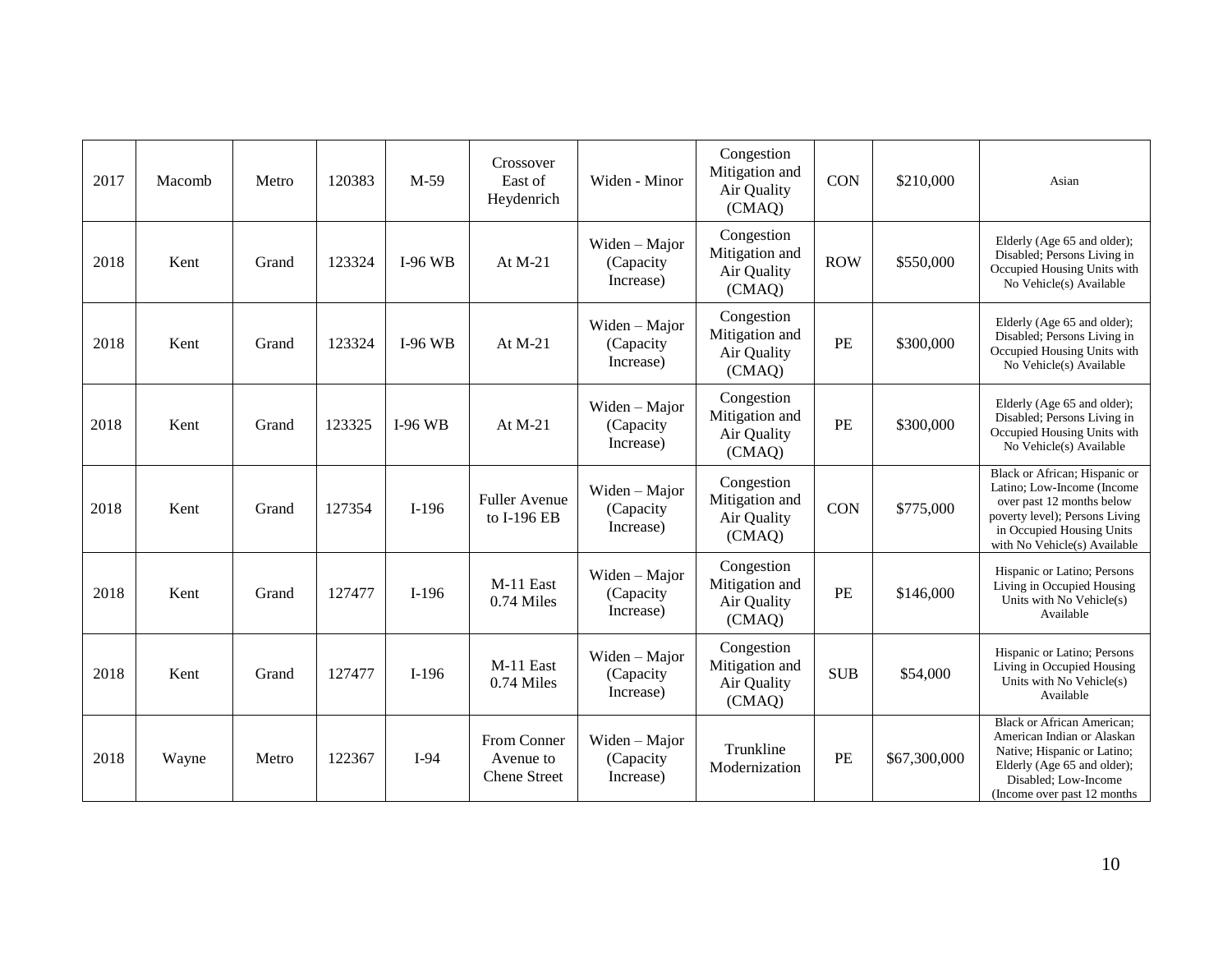| 2017 | Macomb | Metro | 120383 | M-59 | Crossover East of Heydenrich | Widen - Minor | Congestion Mitigation and Air Quality (CMAQ) | CON | $210,000 | Asian |
|---|---|---|---|---|---|---|---|---|---|---|
| 2018 | Kent | Grand | 123324 | I-96 WB | At M-21 | Widen – Major (Capacity Increase) | Congestion Mitigation and Air Quality (CMAQ) | ROW | $550,000 | Elderly (Age 65 and older); Disabled; Persons Living in Occupied Housing Units with No Vehicle(s) Available |
| 2018 | Kent | Grand | 123324 | I-96 WB | At M-21 | Widen – Major (Capacity Increase) | Congestion Mitigation and Air Quality (CMAQ) | PE | $300,000 | Elderly (Age 65 and older); Disabled; Persons Living in Occupied Housing Units with No Vehicle(s) Available |
| 2018 | Kent | Grand | 123325 | I-96 WB | At M-21 | Widen – Major (Capacity Increase) | Congestion Mitigation and Air Quality (CMAQ) | PE | $300,000 | Elderly (Age 65 and older); Disabled; Persons Living in Occupied Housing Units with No Vehicle(s) Available |
| 2018 | Kent | Grand | 127354 | I-196 | Fuller Avenue to I-196 EB | Widen – Major (Capacity Increase) | Congestion Mitigation and Air Quality (CMAQ) | CON | $775,000 | Black or African; Hispanic or Latino; Low-Income (Income over past 12 months below poverty level); Persons Living in Occupied Housing Units with No Vehicle(s) Available |
| 2018 | Kent | Grand | 127477 | I-196 | M-11 East 0.74 Miles | Widen – Major (Capacity Increase) | Congestion Mitigation and Air Quality (CMAQ) | PE | $146,000 | Hispanic or Latino; Persons Living in Occupied Housing Units with No Vehicle(s) Available |
| 2018 | Kent | Grand | 127477 | I-196 | M-11 East 0.74 Miles | Widen – Major (Capacity Increase) | Congestion Mitigation and Air Quality (CMAQ) | SUB | $54,000 | Hispanic or Latino; Persons Living in Occupied Housing Units with No Vehicle(s) Available |
| 2018 | Wayne | Metro | 122367 | I-94 | From Conner Avenue to Chene Street | Widen – Major (Capacity Increase) | Trunkline Modernization | PE | $67,300,000 | Black or African American; American Indian or Alaskan Native; Hispanic or Latino; Elderly (Age 65 and older); Disabled; Low-Income (Income over past 12 months |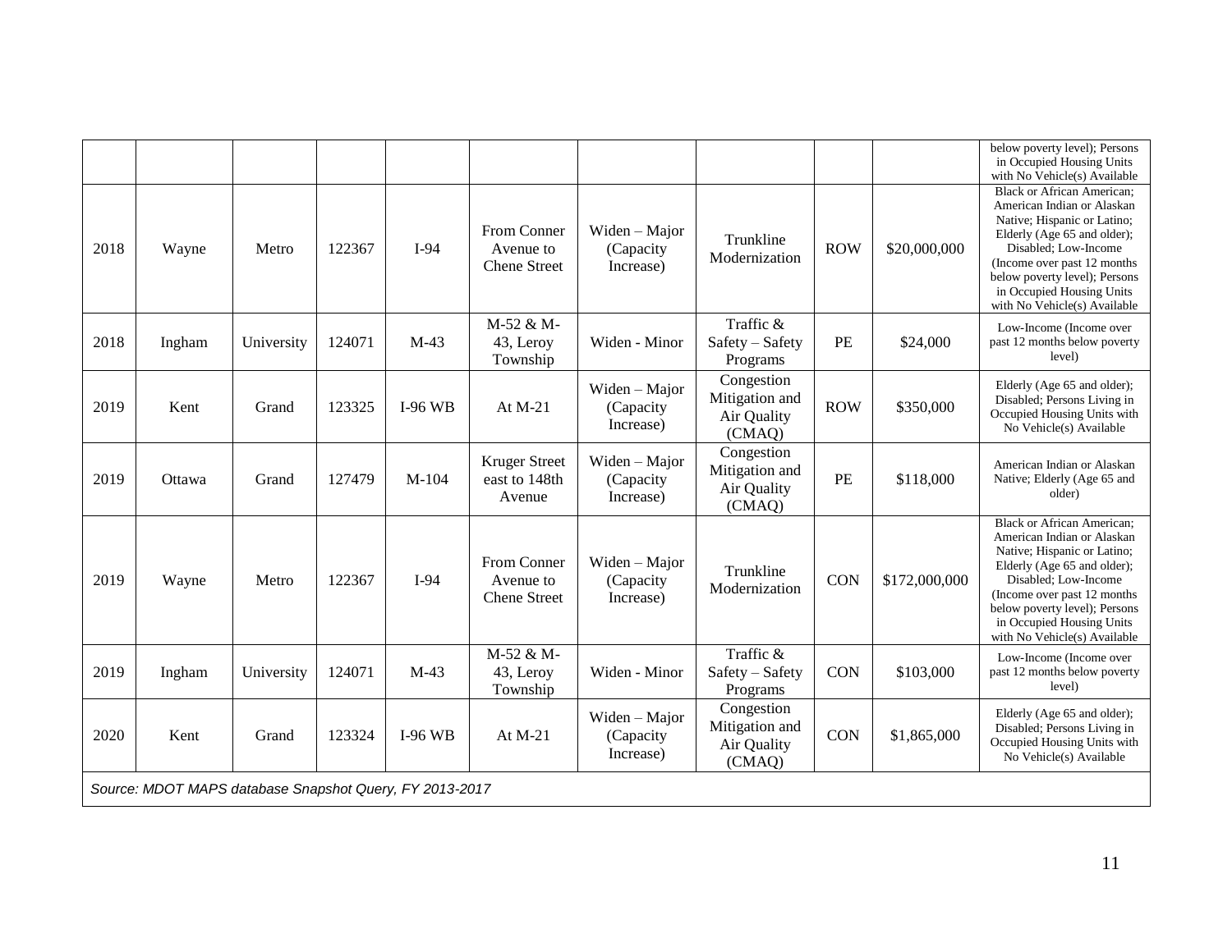| | | | | | | | | | | |
|---|---|---|---|---|---|---|---|---|---|---|
| | | | | | | | | | | below poverty level); Persons in Occupied Housing Units with No Vehicle(s) Available |
| 2018 | Wayne | Metro | 122367 | I-94 | From Conner Avenue to Chene Street | Widen – Major (Capacity Increase) | Trunkline Modernization | ROW | $20,000,000 | Black or African American; American Indian or Alaskan Native; Hispanic or Latino; Elderly (Age 65 and older); Disabled; Low-Income (Income over past 12 months below poverty level); Persons in Occupied Housing Units with No Vehicle(s) Available |
| 2018 | Ingham | University | 124071 | M-43 | M-52 & M-43, Leroy Township | Widen - Minor | Traffic & Safety – Safety Programs | PE | $24,000 | Low-Income (Income over past 12 months below poverty level) |
| 2019 | Kent | Grand | 123325 | I-96 WB | At M-21 | Widen – Major (Capacity Increase) | Congestion Mitigation and Air Quality (CMAQ) | ROW | $350,000 | Elderly (Age 65 and older); Disabled; Persons Living in Occupied Housing Units with No Vehicle(s) Available |
| 2019 | Ottawa | Grand | 127479 | M-104 | Kruger Street east to 148th Avenue | Widen – Major (Capacity Increase) | Congestion Mitigation and Air Quality (CMAQ) | PE | $118,000 | American Indian or Alaskan Native; Elderly (Age 65 and older) |
| 2019 | Wayne | Metro | 122367 | I-94 | From Conner Avenue to Chene Street | Widen – Major (Capacity Increase) | Trunkline Modernization | CON | $172,000,000 | Black or African American; American Indian or Alaskan Native; Hispanic or Latino; Elderly (Age 65 and older); Disabled; Low-Income (Income over past 12 months below poverty level); Persons in Occupied Housing Units with No Vehicle(s) Available |
| 2019 | Ingham | University | 124071 | M-43 | M-52 & M-43, Leroy Township | Widen - Minor | Traffic & Safety – Safety Programs | CON | $103,000 | Low-Income (Income over past 12 months below poverty level) |
| 2020 | Kent | Grand | 123324 | I-96 WB | At M-21 | Widen – Major (Capacity Increase) | Congestion Mitigation and Air Quality (CMAQ) | CON | $1,865,000 | Elderly (Age 65 and older); Disabled; Persons Living in Occupied Housing Units with No Vehicle(s) Available |

*Source: MDOT MAPS database Snapshot Query, FY 2013-2017*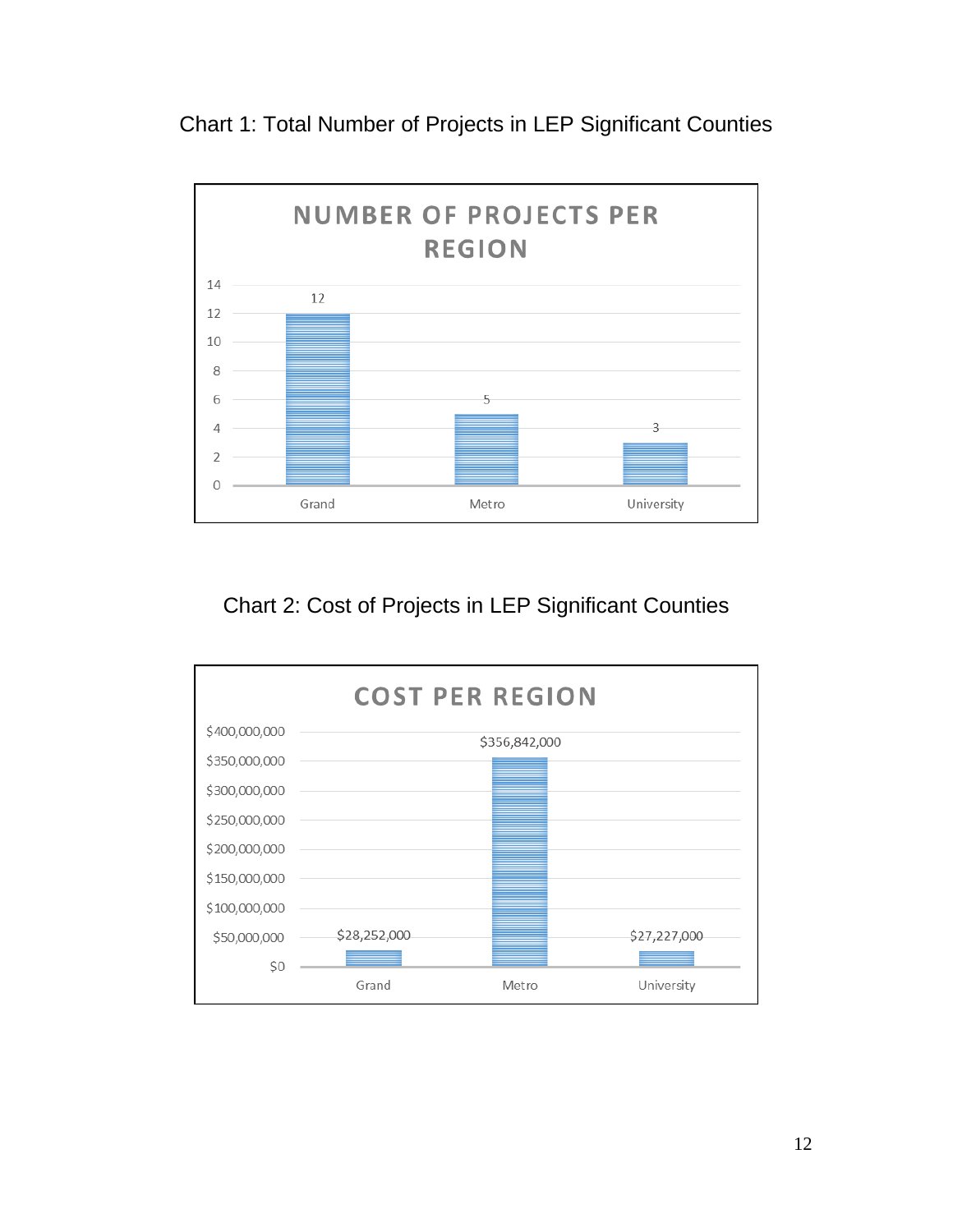Chart 1: Total Number of Projects in LEP Significant Counties

**NUMBER OF PROJECTS PER REGION**

| Region | Number of Projects |
|---|---|
| Grand | 12 |
| Metro | 5 |
| University | 3 |

Chart 2: Cost of Projects in LEP Significant Counties

**COST PER REGION**

| Region | Cost |
|---|---|
| Grand | $28,252,000 |
| Metro | $356,842,000 |
| University | $27,227,000 |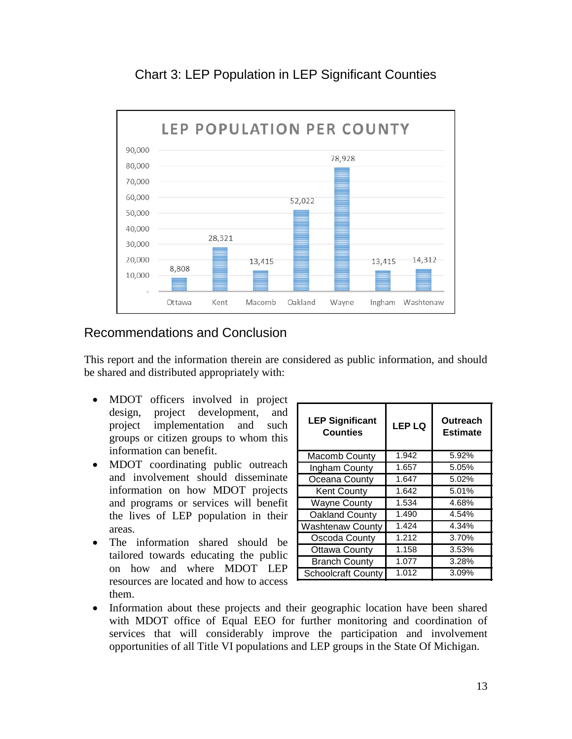Chart 3: LEP Population in LEP Significant Counties

LEP POPULATION PER COUNTY

| County | LEP Population |
|---|---|
| Ottawa | 8,808 |
| Kent | 28,321 |
| Macomb | 13,415 |
| Oakland | 52,022 |
| Wayne | 78,928 |
| Ingham | 13,415 |
| Washtenaw | 14,312 |

## Recommendations and Conclusion

This report and the information therein are considered as public information, and should be shared and distributed appropriately with:

- MDOT officers involved in project design, project development, and project implementation and such groups or citizen groups to whom this information can benefit.
- MDOT coordinating public outreach and involvement should disseminate information on how MDOT projects and programs or services will benefit the lives of LEP population in their areas.
- The information shared should be tailored towards educating the public on how and where MDOT LEP resources are located and how to access them.

| LEP Significant Counties | LEP LQ | Outreach Estimate |
|---|---|---|
| Macomb County | 1.942 | 5.92% |
| Ingham County | 1.657 | 5.05% |
| Oceana County | 1.647 | 5.02% |
| Kent County | 1.642 | 5.01% |
| Wayne County | 1.534 | 4.68% |
| Oakland County | 1.490 | 4.54% |
| Washtenaw County | 1.424 | 4.34% |
| Oscoda County | 1.212 | 3.70% |
| Ottawa County | 1.158 | 3.53% |
| Branch County | 1.077 | 3.28% |
| Schoolcraft County | 1.012 | 3.09% |

- Information about these projects and their geographic location have been shared with MDOT office of Equal EEO for further monitoring and coordination of services that will considerably improve the participation and involvement opportunities of all Title VI populations and LEP groups in the State Of Michigan.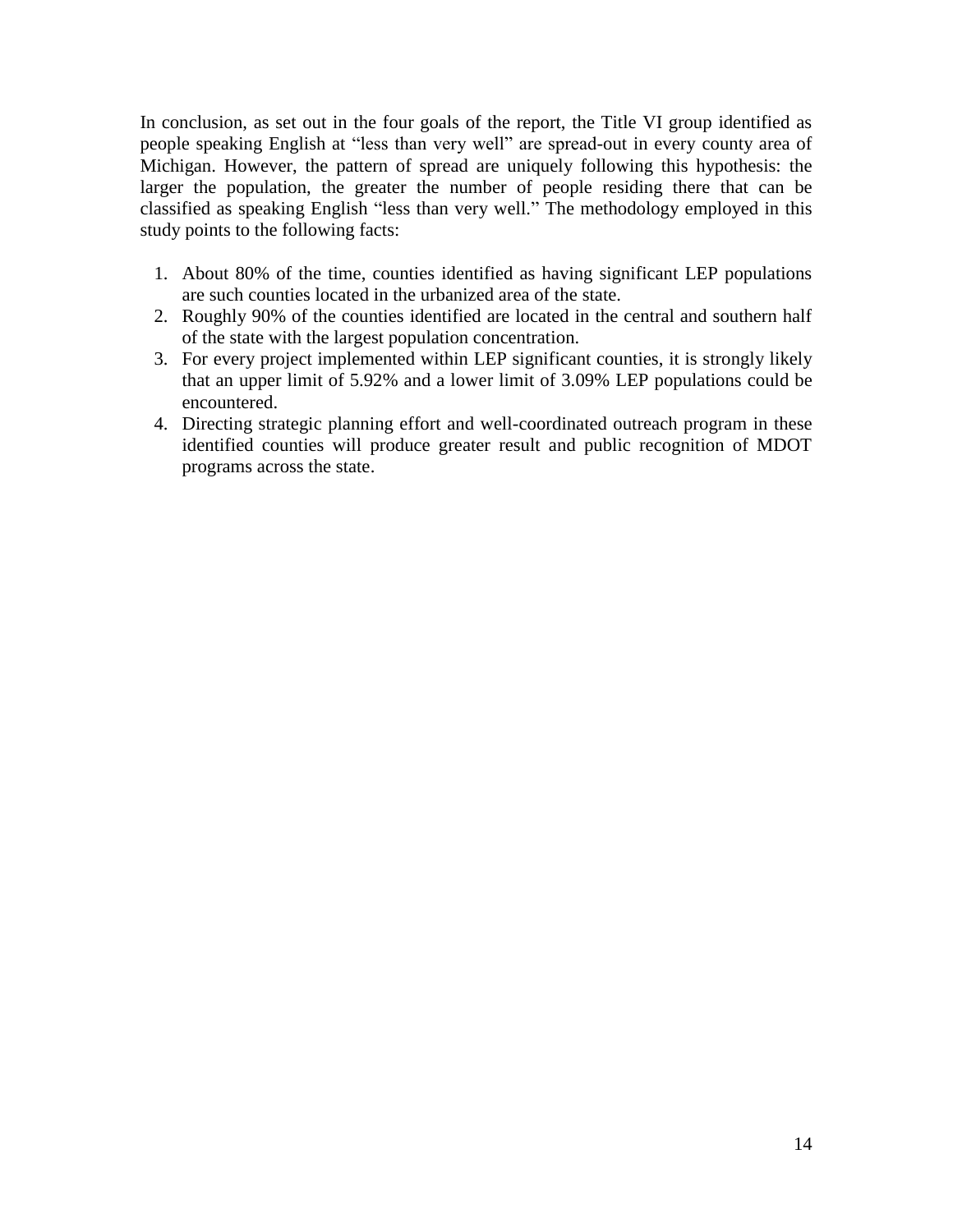In conclusion, as set out in the four goals of the report, the Title VI group identified as people speaking English at "less than very well" are spread-out in every county area of Michigan. However, the pattern of spread are uniquely following this hypothesis: the larger the population, the greater the number of people residing there that can be classified as speaking English "less than very well." The methodology employed in this study points to the following facts:

1. About 80% of the time, counties identified as having significant LEP populations are such counties located in the urbanized area of the state.
2. Roughly 90% of the counties identified are located in the central and southern half of the state with the largest population concentration.
3. For every project implemented within LEP significant counties, it is strongly likely that an upper limit of 5.92% and a lower limit of 3.09% LEP populations could be encountered.
4. Directing strategic planning effort and well-coordinated outreach program in these identified counties will produce greater result and public recognition of MDOT programs across the state.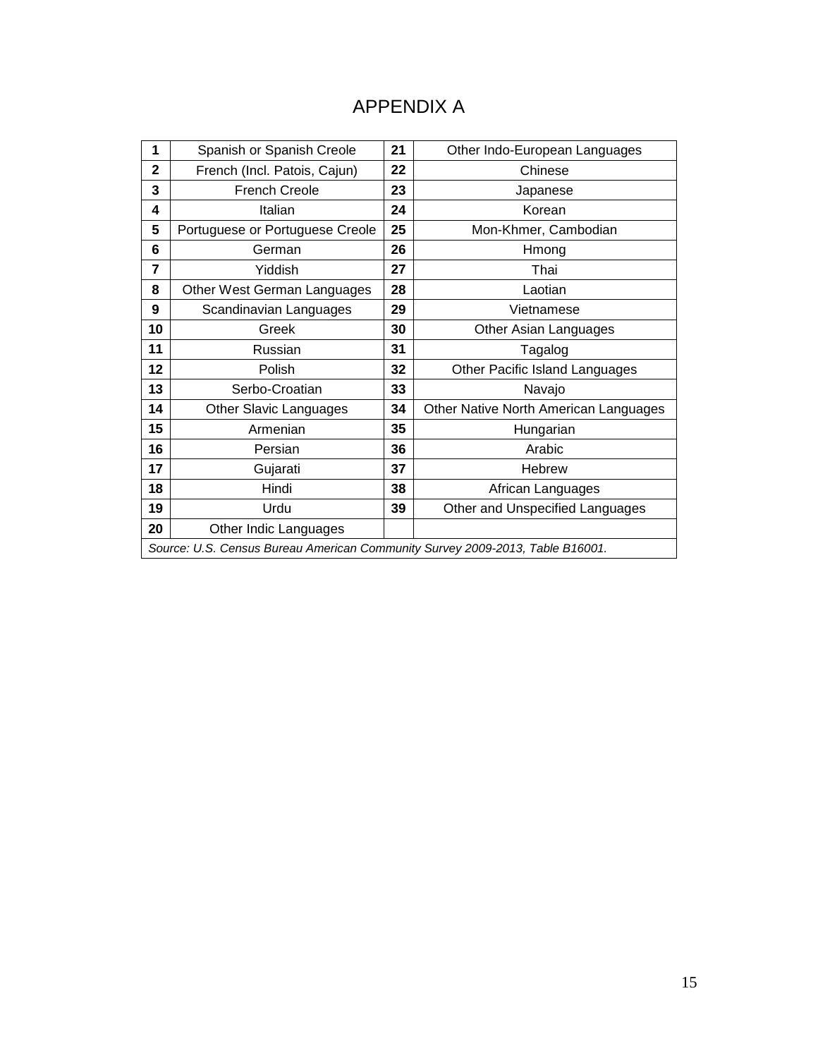# APPENDIX A

| | | | |
|---|---|---|---|
| **1** | Spanish or Spanish Creole | **21** | Other Indo-European Languages |
| **2** | French (Incl. Patois, Cajun) | **22** | Chinese |
| **3** | French Creole | **23** | Japanese |
| **4** | Italian | **24** | Korean |
| **5** | Portuguese or Portuguese Creole | **25** | Mon-Khmer, Cambodian |
| **6** | German | **26** | Hmong |
| **7** | Yiddish | **27** | Thai |
| **8** | Other West German Languages | **28** | Laotian |
| **9** | Scandinavian Languages | **29** | Vietnamese |
| **10** | Greek | **30** | Other Asian Languages |
| **11** | Russian | **31** | Tagalog |
| **12** | Polish | **32** | Other Pacific Island Languages |
| **13** | Serbo-Croatian | **33** | Navajo |
| **14** | Other Slavic Languages | **34** | Other Native North American Languages |
| **15** | Armenian | **35** | Hungarian |
| **16** | Persian | **36** | Arabic |
| **17** | Gujarati | **37** | Hebrew |
| **18** | Hindi | **38** | African Languages |
| **19** | Urdu | **39** | Other and Unspecified Languages |
| **20** | Other Indic Languages | | |

*Source: U.S. Census Bureau American Community Survey 2009-2013, Table B16001.*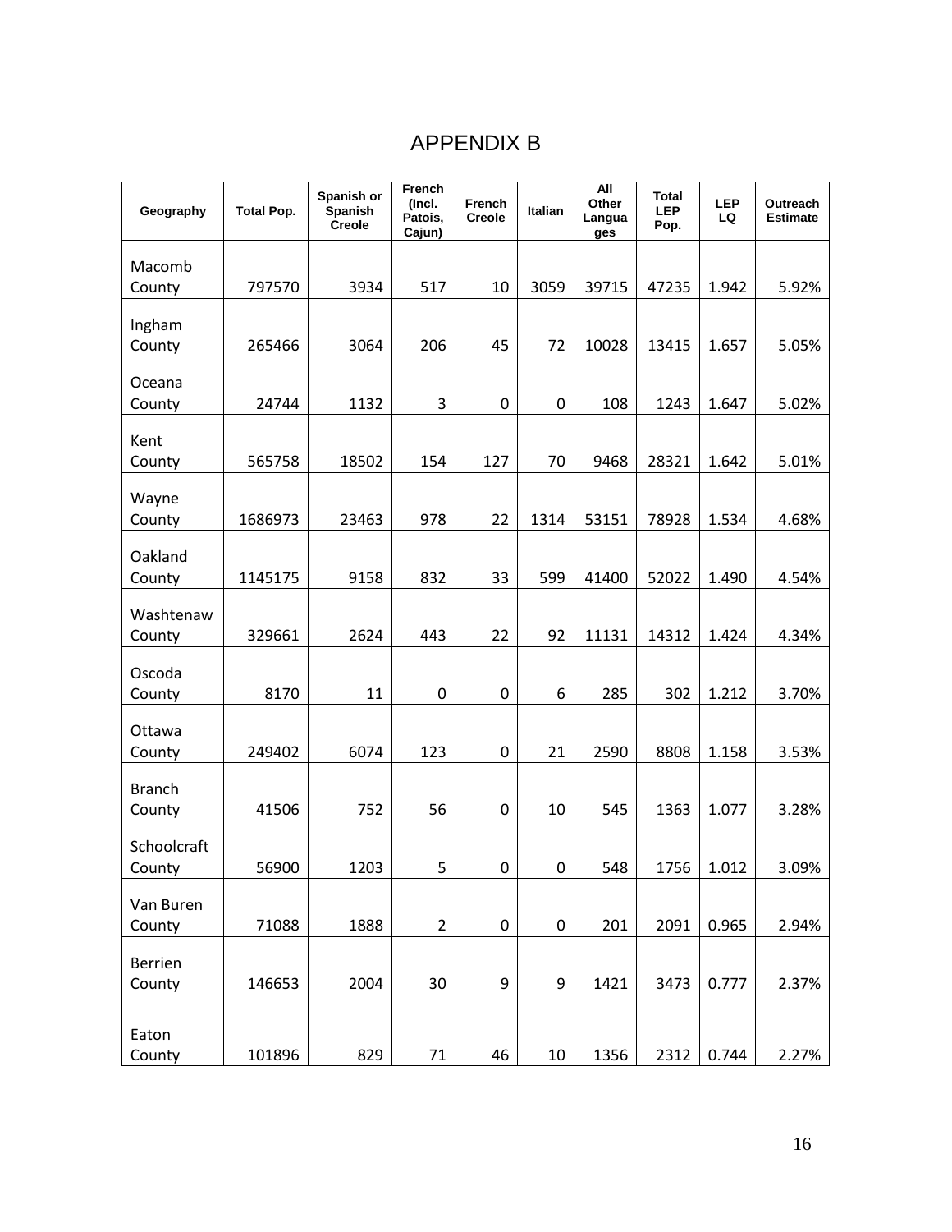# APPENDIX B

| Geography | Total Pop. | Spanish or Spanish Creole | French (Incl. Patois, Cajun) | French Creole | Italian | All Other Languages | Total LEP Pop. | LEP LQ | Outreach Estimate |
|---|---|---|---|---|---|---|---|---|---|
| Macomb County | 797570 | 3934 | 517 | 10 | 3059 | 39715 | 47235 | 1.942 | 5.92% |
| Ingham County | 265466 | 3064 | 206 | 45 | 72 | 10028 | 13415 | 1.657 | 5.05% |
| Oceana County | 24744 | 1132 | 3 | 0 | 0 | 108 | 1243 | 1.647 | 5.02% |
| Kent County | 565758 | 18502 | 154 | 127 | 70 | 9468 | 28321 | 1.642 | 5.01% |
| Wayne County | 1686973 | 23463 | 978 | 22 | 1314 | 53151 | 78928 | 1.534 | 4.68% |
| Oakland County | 1145175 | 9158 | 832 | 33 | 599 | 41400 | 52022 | 1.490 | 4.54% |
| Washtenaw County | 329661 | 2624 | 443 | 22 | 92 | 11131 | 14312 | 1.424 | 4.34% |
| Oscoda County | 8170 | 11 | 0 | 0 | 6 | 285 | 302 | 1.212 | 3.70% |
| Ottawa County | 249402 | 6074 | 123 | 0 | 21 | 2590 | 8808 | 1.158 | 3.53% |
| Branch County | 41506 | 752 | 56 | 0 | 10 | 545 | 1363 | 1.077 | 3.28% |
| Schoolcraft County | 56900 | 1203 | 5 | 0 | 0 | 548 | 1756 | 1.012 | 3.09% |
| Van Buren County | 71088 | 1888 | 2 | 0 | 0 | 201 | 2091 | 0.965 | 2.94% |
| Berrien County | 146653 | 2004 | 30 | 9 | 9 | 1421 | 3473 | 0.777 | 2.37% |
| Eaton County | 101896 | 829 | 71 | 46 | 10 | 1356 | 2312 | 0.744 | 2.27% |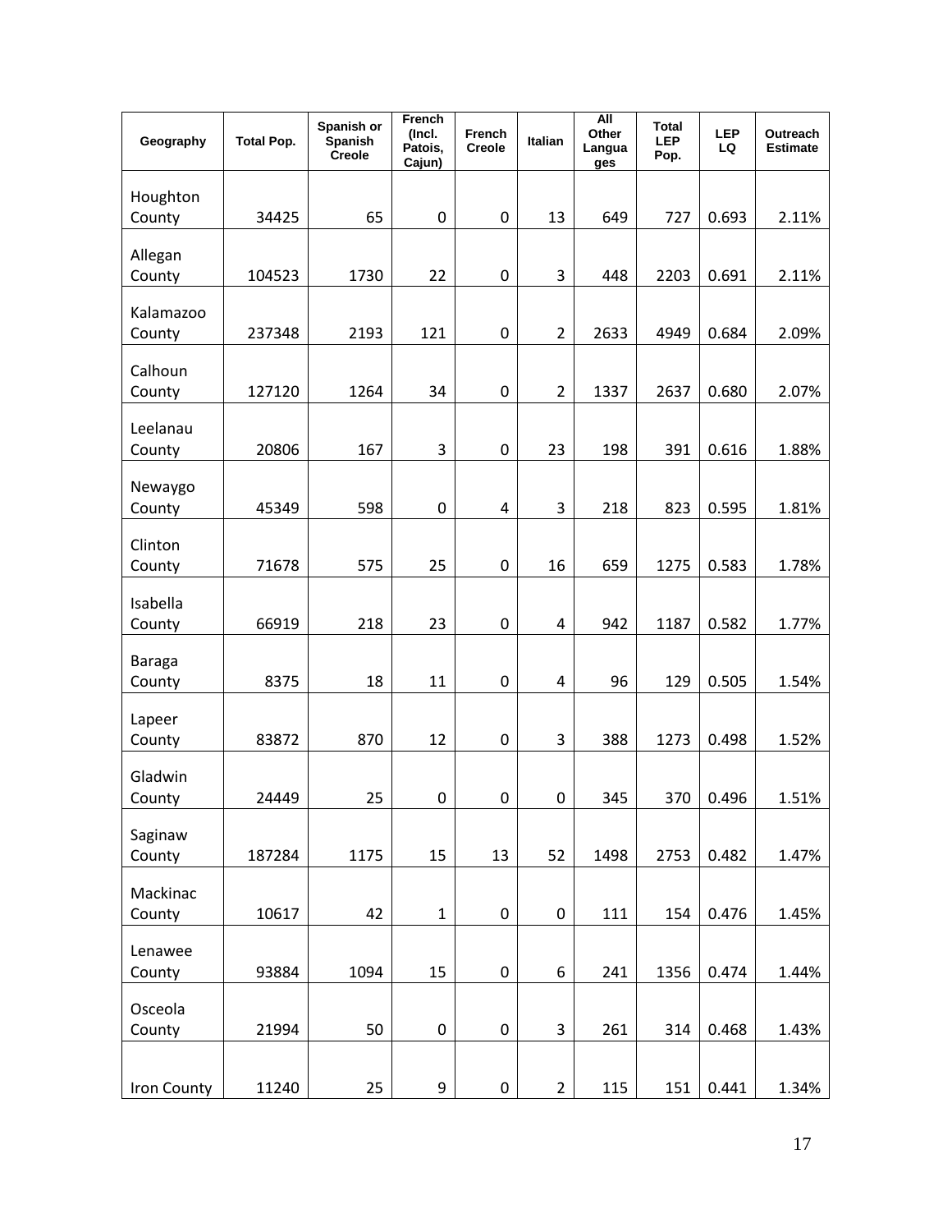| Geography | Total Pop. | Spanish or Spanish Creole | French (Incl. Patois, Cajun) | French Creole | Italian | All Other Languages | Total LEP Pop. | LEP LQ | Outreach Estimate |
|---|---|---|---|---|---|---|---|---|---|
| Houghton County | 34425 | 65 | 0 | 0 | 13 | 649 | 727 | 0.693 | 2.11% |
| Allegan County | 104523 | 1730 | 22 | 0 | 3 | 448 | 2203 | 0.691 | 2.11% |
| Kalamazoo County | 237348 | 2193 | 121 | 0 | 2 | 2633 | 4949 | 0.684 | 2.09% |
| Calhoun County | 127120 | 1264 | 34 | 0 | 2 | 1337 | 2637 | 0.680 | 2.07% |
| Leelanau County | 20806 | 167 | 3 | 0 | 23 | 198 | 391 | 0.616 | 1.88% |
| Newaygo County | 45349 | 598 | 0 | 4 | 3 | 218 | 823 | 0.595 | 1.81% |
| Clinton County | 71678 | 575 | 25 | 0 | 16 | 659 | 1275 | 0.583 | 1.78% |
| Isabella County | 66919 | 218 | 23 | 0 | 4 | 942 | 1187 | 0.582 | 1.77% |
| Baraga County | 8375 | 18 | 11 | 0 | 4 | 96 | 129 | 0.505 | 1.54% |
| Lapeer County | 83872 | 870 | 12 | 0 | 3 | 388 | 1273 | 0.498 | 1.52% |
| Gladwin County | 24449 | 25 | 0 | 0 | 0 | 345 | 370 | 0.496 | 1.51% |
| Saginaw County | 187284 | 1175 | 15 | 13 | 52 | 1498 | 2753 | 0.482 | 1.47% |
| Mackinac County | 10617 | 42 | 1 | 0 | 0 | 111 | 154 | 0.476 | 1.45% |
| Lenawee County | 93884 | 1094 | 15 | 0 | 6 | 241 | 1356 | 0.474 | 1.44% |
| Osceola County | 21994 | 50 | 0 | 0 | 3 | 261 | 314 | 0.468 | 1.43% |
| Iron County | 11240 | 25 | 9 | 0 | 2 | 115 | 151 | 0.441 | 1.34% |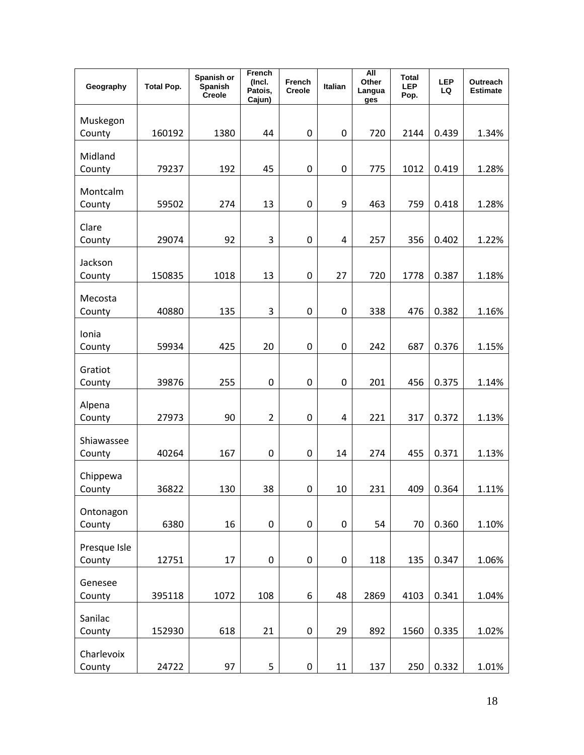| Geography | Total Pop. | Spanish or Spanish Creole | French (Incl. Patois, Cajun) | French Creole | Italian | All Other Languages | Total LEP Pop. | LEP LQ | Outreach Estimate |
|---|---|---|---|---|---|---|---|---|---|
| Muskegon County | 160192 | 1380 | 44 | 0 | 0 | 720 | 2144 | 0.439 | 1.34% |
| Midland County | 79237 | 192 | 45 | 0 | 0 | 775 | 1012 | 0.419 | 1.28% |
| Montcalm County | 59502 | 274 | 13 | 0 | 9 | 463 | 759 | 0.418 | 1.28% |
| Clare County | 29074 | 92 | 3 | 0 | 4 | 257 | 356 | 0.402 | 1.22% |
| Jackson County | 150835 | 1018 | 13 | 0 | 27 | 720 | 1778 | 0.387 | 1.18% |
| Mecosta County | 40880 | 135 | 3 | 0 | 0 | 338 | 476 | 0.382 | 1.16% |
| Ionia County | 59934 | 425 | 20 | 0 | 0 | 242 | 687 | 0.376 | 1.15% |
| Gratiot County | 39876 | 255 | 0 | 0 | 0 | 201 | 456 | 0.375 | 1.14% |
| Alpena County | 27973 | 90 | 2 | 0 | 4 | 221 | 317 | 0.372 | 1.13% |
| Shiawassee County | 40264 | 167 | 0 | 0 | 14 | 274 | 455 | 0.371 | 1.13% |
| Chippewa County | 36822 | 130 | 38 | 0 | 10 | 231 | 409 | 0.364 | 1.11% |
| Ontonagon County | 6380 | 16 | 0 | 0 | 0 | 54 | 70 | 0.360 | 1.10% |
| Presque Isle County | 12751 | 17 | 0 | 0 | 0 | 118 | 135 | 0.347 | 1.06% |
| Genesee County | 395118 | 1072 | 108 | 6 | 48 | 2869 | 4103 | 0.341 | 1.04% |
| Sanilac County | 152930 | 618 | 21 | 0 | 29 | 892 | 1560 | 0.335 | 1.02% |
| Charlevoix County | 24722 | 97 | 5 | 0 | 11 | 137 | 250 | 0.332 | 1.01% |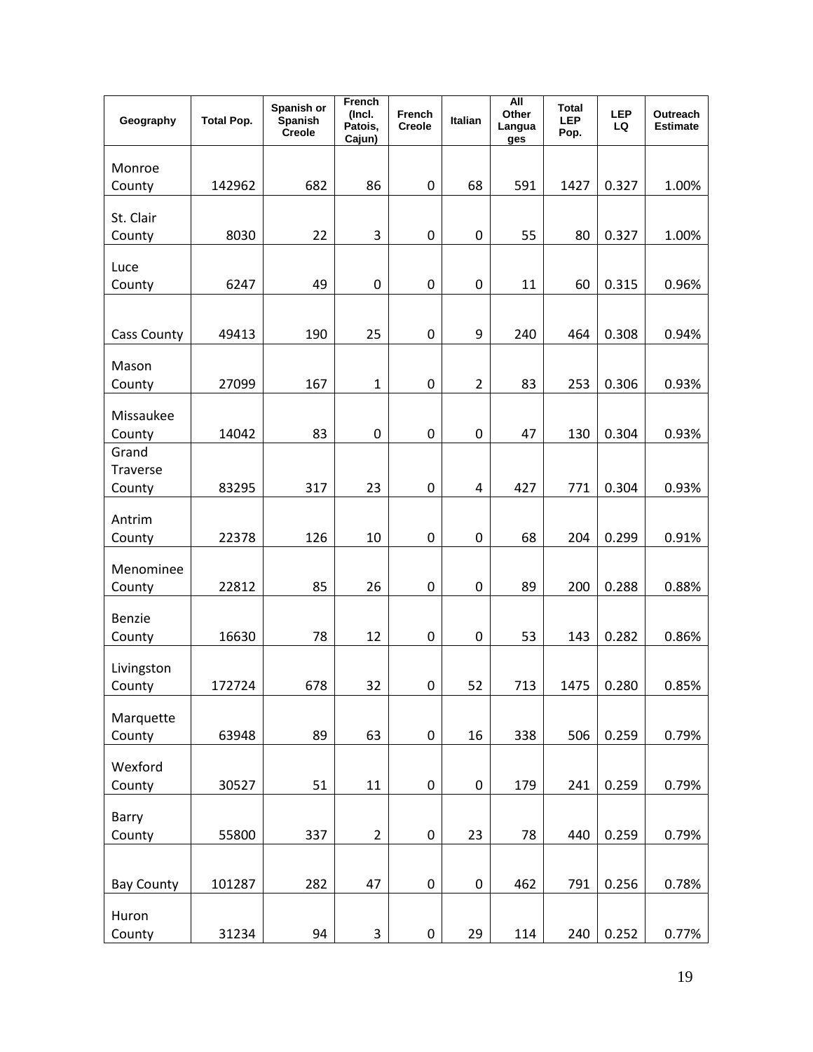| Geography | Total Pop. | Spanish or Spanish Creole | French (Incl. Patois, Cajun) | French Creole | Italian | All Other Languages | Total LEP Pop. | LEP LQ | Outreach Estimate |
|---|---|---|---|---|---|---|---|---|---|
| Monroe County | 142962 | 682 | 86 | 0 | 68 | 591 | 1427 | 0.327 | 1.00% |
| St. Clair County | 8030 | 22 | 3 | 0 | 0 | 55 | 80 | 0.327 | 1.00% |
| Luce County | 6247 | 49 | 0 | 0 | 0 | 11 | 60 | 0.315 | 0.96% |
| Cass County | 49413 | 190 | 25 | 0 | 9 | 240 | 464 | 0.308 | 0.94% |
| Mason County | 27099 | 167 | 1 | 0 | 2 | 83 | 253 | 0.306 | 0.93% |
| Missaukee County | 14042 | 83 | 0 | 0 | 0 | 47 | 130 | 0.304 | 0.93% |
| Grand Traverse County | 83295 | 317 | 23 | 0 | 4 | 427 | 771 | 0.304 | 0.93% |
| Antrim County | 22378 | 126 | 10 | 0 | 0 | 68 | 204 | 0.299 | 0.91% |
| Menominee County | 22812 | 85 | 26 | 0 | 0 | 89 | 200 | 0.288 | 0.88% |
| Benzie County | 16630 | 78 | 12 | 0 | 0 | 53 | 143 | 0.282 | 0.86% |
| Livingston County | 172724 | 678 | 32 | 0 | 52 | 713 | 1475 | 0.280 | 0.85% |
| Marquette County | 63948 | 89 | 63 | 0 | 16 | 338 | 506 | 0.259 | 0.79% |
| Wexford County | 30527 | 51 | 11 | 0 | 0 | 179 | 241 | 0.259 | 0.79% |
| Barry County | 55800 | 337 | 2 | 0 | 23 | 78 | 440 | 0.259 | 0.79% |
| Bay County | 101287 | 282 | 47 | 0 | 0 | 462 | 791 | 0.256 | 0.78% |
| Huron County | 31234 | 94 | 3 | 0 | 29 | 114 | 240 | 0.252 | 0.77% |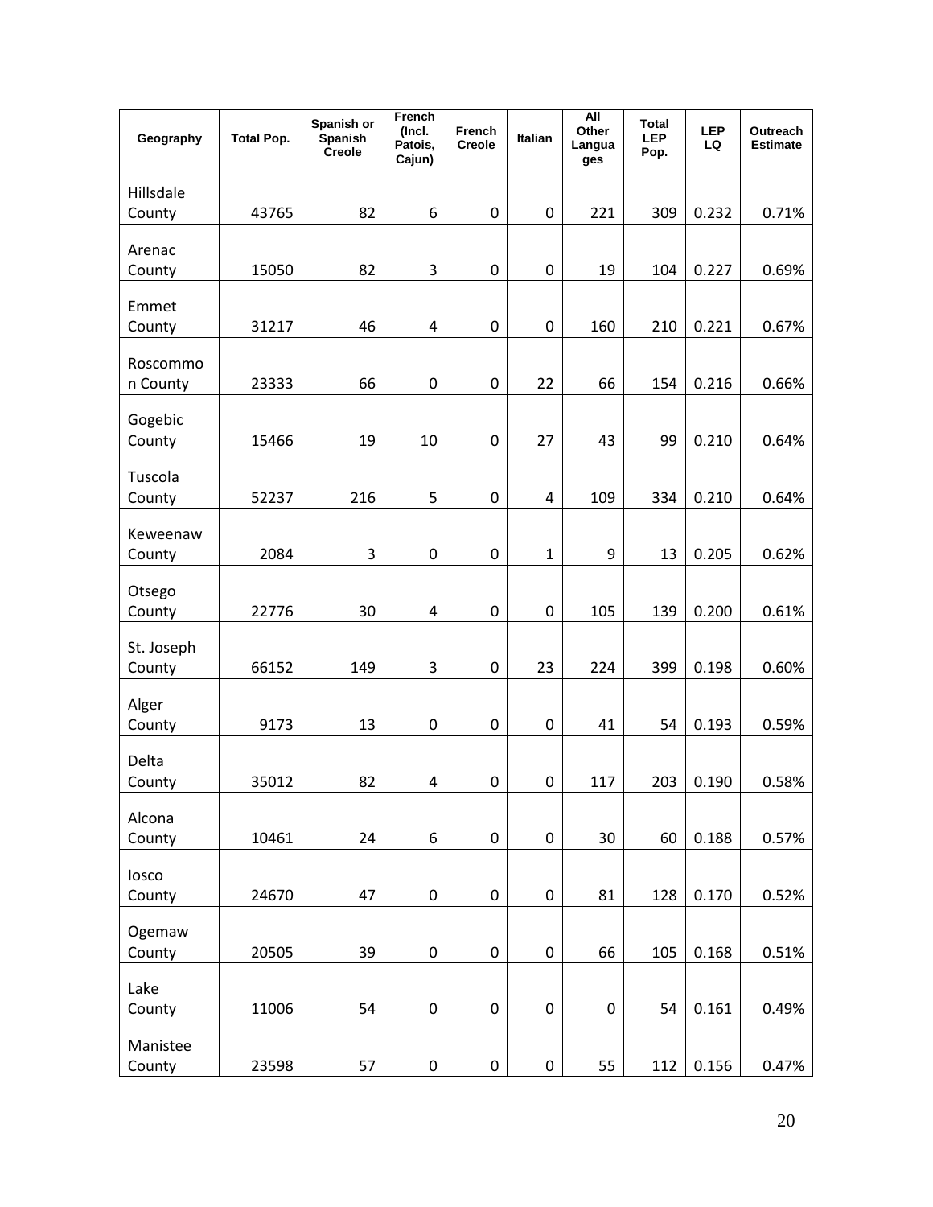| Geography | Total Pop. | Spanish or Spanish Creole | French (Incl. Patois, Cajun) | French Creole | Italian | All Other Languages | Total LEP Pop. | LEP LQ | Outreach Estimate |
|---|---|---|---|---|---|---|---|---|---|
| Hillsdale County | 43765 | 82 | 6 | 0 | 0 | 221 | 309 | 0.232 | 0.71% |
| Arenac County | 15050 | 82 | 3 | 0 | 0 | 19 | 104 | 0.227 | 0.69% |
| Emmet County | 31217 | 46 | 4 | 0 | 0 | 160 | 210 | 0.221 | 0.67% |
| Roscommon County | 23333 | 66 | 0 | 0 | 22 | 66 | 154 | 0.216 | 0.66% |
| Gogebic County | 15466 | 19 | 10 | 0 | 27 | 43 | 99 | 0.210 | 0.64% |
| Tuscola County | 52237 | 216 | 5 | 0 | 4 | 109 | 334 | 0.210 | 0.64% |
| Keweenaw County | 2084 | 3 | 0 | 0 | 1 | 9 | 13 | 0.205 | 0.62% |
| Otsego County | 22776 | 30 | 4 | 0 | 0 | 105 | 139 | 0.200 | 0.61% |
| St. Joseph County | 66152 | 149 | 3 | 0 | 23 | 224 | 399 | 0.198 | 0.60% |
| Alger County | 9173 | 13 | 0 | 0 | 0 | 41 | 54 | 0.193 | 0.59% |
| Delta County | 35012 | 82 | 4 | 0 | 0 | 117 | 203 | 0.190 | 0.58% |
| Alcona County | 10461 | 24 | 6 | 0 | 0 | 30 | 60 | 0.188 | 0.57% |
| Iosco County | 24670 | 47 | 0 | 0 | 0 | 81 | 128 | 0.170 | 0.52% |
| Ogemaw County | 20505 | 39 | 0 | 0 | 0 | 66 | 105 | 0.168 | 0.51% |
| Lake County | 11006 | 54 | 0 | 0 | 0 | 0 | 54 | 0.161 | 0.49% |
| Manistee County | 23598 | 57 | 0 | 0 | 0 | 55 | 112 | 0.156 | 0.47% |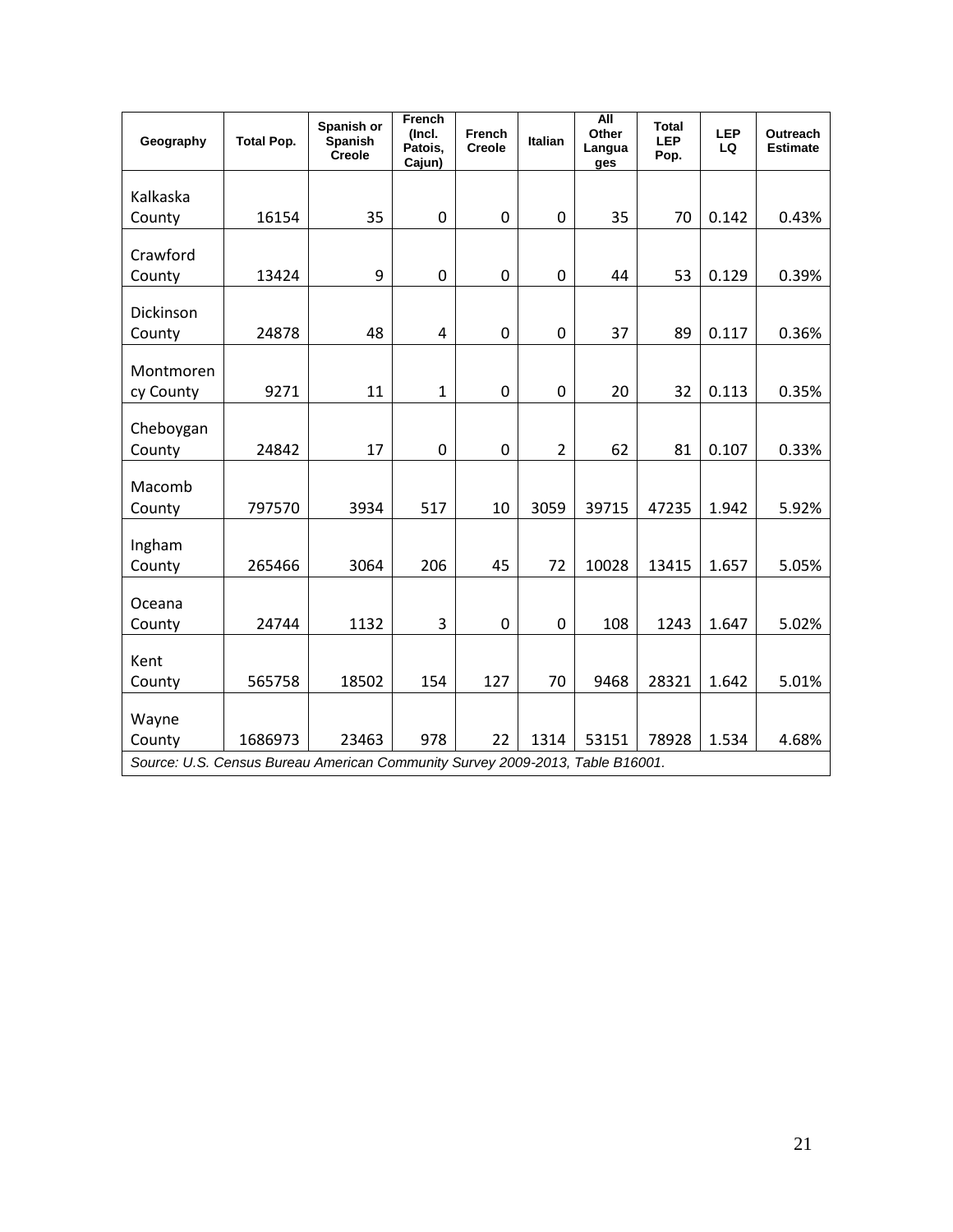| Geography | Total Pop. | Spanish or Spanish Creole | French (Incl. Patois, Cajun) | French Creole | Italian | All Other Languages | Total LEP Pop. | LEP LQ | Outreach Estimate |
|---|---|---|---|---|---|---|---|---|---|
| Kalkaska County | 16154 | 35 | 0 | 0 | 0 | 35 | 70 | 0.142 | 0.43% |
| Crawford County | 13424 | 9 | 0 | 0 | 0 | 44 | 53 | 0.129 | 0.39% |
| Dickinson County | 24878 | 48 | 4 | 0 | 0 | 37 | 89 | 0.117 | 0.36% |
| Montmorency County | 9271 | 11 | 1 | 0 | 0 | 20 | 32 | 0.113 | 0.35% |
| Cheboygan County | 24842 | 17 | 0 | 0 | 2 | 62 | 81 | 0.107 | 0.33% |
| Macomb County | 797570 | 3934 | 517 | 10 | 3059 | 39715 | 47235 | 1.942 | 5.92% |
| Ingham County | 265466 | 3064 | 206 | 45 | 72 | 10028 | 13415 | 1.657 | 5.05% |
| Oceana County | 24744 | 1132 | 3 | 0 | 0 | 108 | 1243 | 1.647 | 5.02% |
| Kent County | 565758 | 18502 | 154 | 127 | 70 | 9468 | 28321 | 1.642 | 5.01% |
| Wayne County | 1686973 | 23463 | 978 | 22 | 1314 | 53151 | 78928 | 1.534 | 4.68% |

*Source: U.S. Census Bureau American Community Survey 2009-2013, Table B16001.*